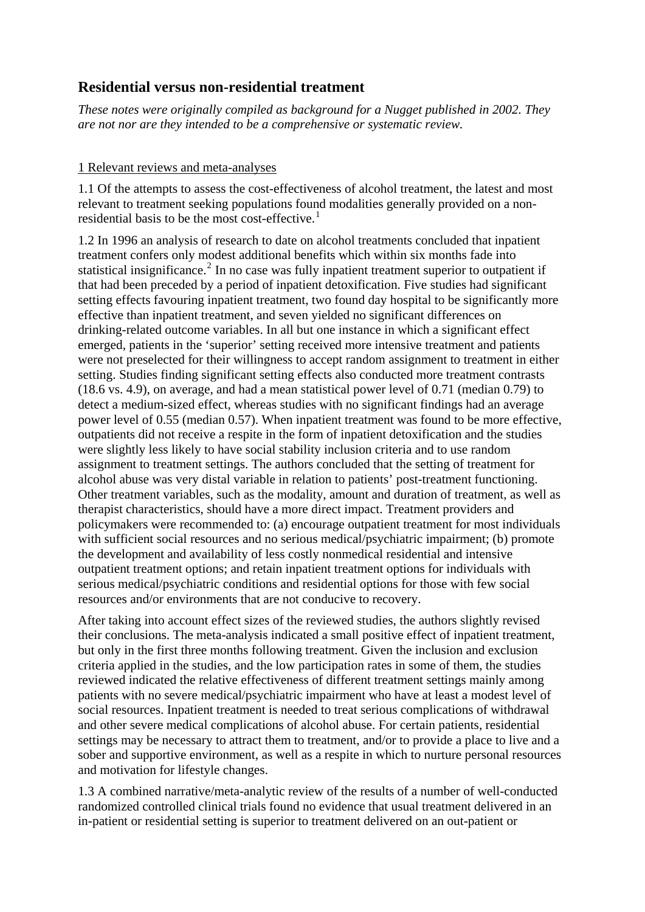## Residential versus non-residential treatment

*These notes were originally compiled as background for a Nugget published in 2002. They are not nor are they intended to be a comprehensive or systematic review.*

1 Relevant reviews and meta-analyses

1.1 Of the attempts to assess the cost-effectiveness of alcohol treatment, the latest and most relevant to treatment seeking populations found modalities generally provided on a non-residential basis to be the most cost-effective.[1]

1.2 In 1996 an analysis of research to date on alcohol treatments concluded that inpatient treatment confers only modest additional benefits which within six months fade into statistical insignificance.[2] In no case was fully inpatient treatment superior to outpatient if that had been preceded by a period of inpatient detoxification. Five studies had significant setting effects favouring inpatient treatment, two found day hospital to be significantly more effective than inpatient treatment, and seven yielded no significant differences on drinking-related outcome variables. In all but one instance in which a significant effect emerged, patients in the 'superior' setting received more intensive treatment and patients were not preselected for their willingness to accept random assignment to treatment in either setting. Studies finding significant setting effects also conducted more treatment contrasts (18.6 vs. 4.9), on average, and had a mean statistical power level of 0.71 (median 0.79) to detect a medium-sized effect, whereas studies with no significant findings had an average power level of 0.55 (median 0.57). When inpatient treatment was found to be more effective, outpatients did not receive a respite in the form of inpatient detoxification and the studies were slightly less likely to have social stability inclusion criteria and to use random assignment to treatment settings. The authors concluded that the setting of treatment for alcohol abuse was very distal variable in relation to patients' post-treatment functioning. Other treatment variables, such as the modality, amount and duration of treatment, as well as therapist characteristics, should have a more direct impact. Treatment providers and policymakers were recommended to: (a) encourage outpatient treatment for most individuals with sufficient social resources and no serious medical/psychiatric impairment; (b) promote the development and availability of less costly nonmedical residential and intensive outpatient treatment options; and retain inpatient treatment options for individuals with serious medical/psychiatric conditions and residential options for those with few social resources and/or environments that are not conducive to recovery.

After taking into account effect sizes of the reviewed studies, the authors slightly revised their conclusions. The meta-analysis indicated a small positive effect of inpatient treatment, but only in the first three months following treatment. Given the inclusion and exclusion criteria applied in the studies, and the low participation rates in some of them, the studies reviewed indicated the relative effectiveness of different treatment settings mainly among patients with no severe medical/psychiatric impairment who have at least a modest level of social resources. Inpatient treatment is needed to treat serious complications of withdrawal and other severe medical complications of alcohol abuse. For certain patients, residential settings may be necessary to attract them to treatment, and/or to provide a place to live and a sober and supportive environment, as well as a respite in which to nurture personal resources and motivation for lifestyle changes.

1.3 A combined narrative/meta-analytic review of the results of a number of well-conducted randomized controlled clinical trials found no evidence that usual treatment delivered in an in-patient or residential setting is superior to treatment delivered on an out-patient or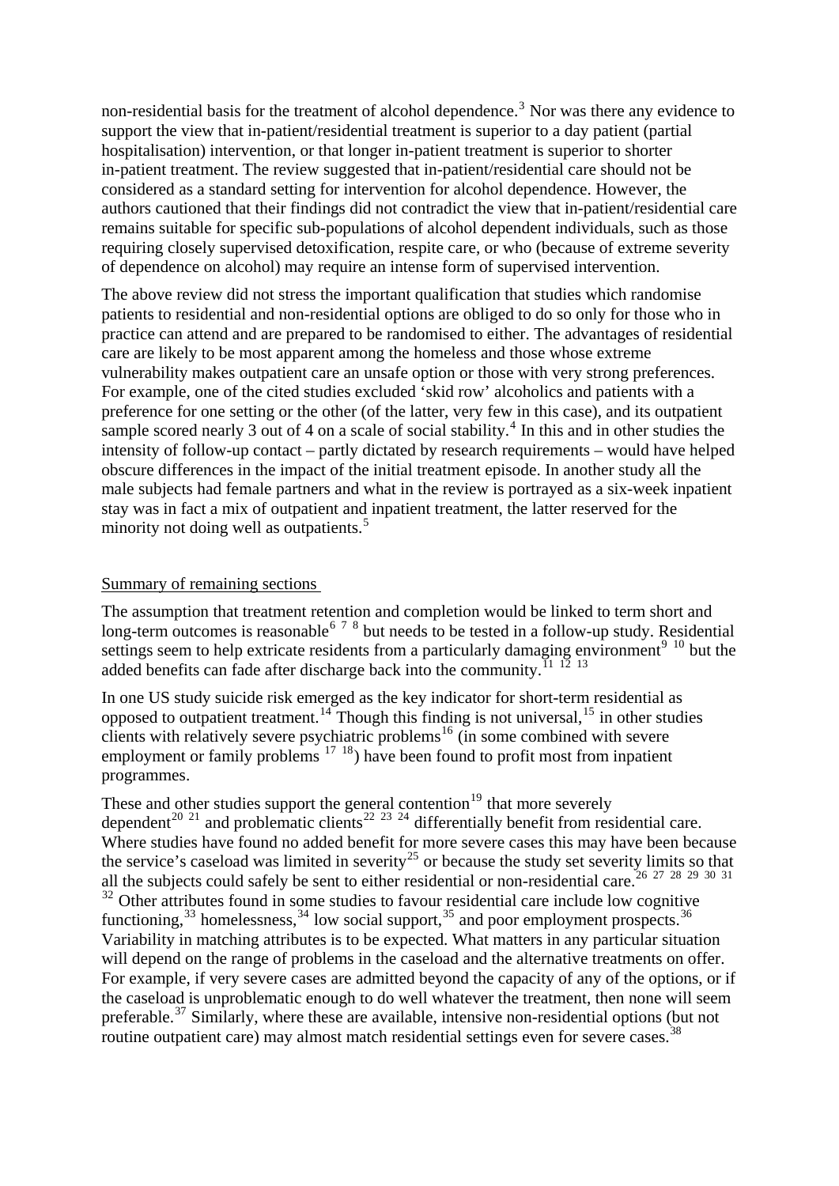non-residential basis for the treatment of alcohol dependence.[3] Nor was there any evidence to support the view that in-patient/residential treatment is superior to a day patient (partial hospitalisation) intervention, or that longer in-patient treatment is superior to shorter in-patient treatment. The review suggested that in-patient/residential care should not be considered as a standard setting for intervention for alcohol dependence. However, the authors cautioned that their findings did not contradict the view that in-patient/residential care remains suitable for specific sub-populations of alcohol dependent individuals, such as those requiring closely supervised detoxification, respite care, or who (because of extreme severity of dependence on alcohol) may require an intense form of supervised intervention.

The above review did not stress the important qualification that studies which randomise patients to residential and non-residential options are obliged to do so only for those who in practice can attend and are prepared to be randomised to either. The advantages of residential care are likely to be most apparent among the homeless and those whose extreme vulnerability makes outpatient care an unsafe option or those with very strong preferences. For example, one of the cited studies excluded 'skid row' alcoholics and patients with a preference for one setting or the other (of the latter, very few in this case), and its outpatient sample scored nearly 3 out of 4 on a scale of social stability.[4] In this and in other studies the intensity of follow-up contact – partly dictated by research requirements – would have helped obscure differences in the impact of the initial treatment episode. In another study all the male subjects had female partners and what in the review is portrayed as a six-week inpatient stay was in fact a mix of outpatient and inpatient treatment, the latter reserved for the minority not doing well as outpatients.[5]

## Summary of remaining sections

The assumption that treatment retention and completion would be linked to term short and long-term outcomes is reasonable[6 7 8] but needs to be tested in a follow-up study. Residential settings seem to help extricate residents from a particularly damaging environment[9 10] but the added benefits can fade after discharge back into the community.[11 12 13]

In one US study suicide risk emerged as the key indicator for short-term residential as opposed to outpatient treatment.[14] Though this finding is not universal,[15] in other studies clients with relatively severe psychiatric problems[16] (in some combined with severe employment or family problems [17 18]) have been found to profit most from inpatient programmes.

These and other studies support the general contention[19] that more severely dependent[20 21] and problematic clients[22 23 24] differentially benefit from residential care. Where studies have found no added benefit for more severe cases this may have been because the service's caseload was limited in severity[25] or because the study set severity limits so that all the subjects could safely be sent to either residential or non-residential care.[26 27 28 29 30 31 32] Other attributes found in some studies to favour residential care include low cognitive functioning,[33] homelessness,[34] low social support,[35] and poor employment prospects.[36] Variability in matching attributes is to be expected. What matters in any particular situation will depend on the range of problems in the caseload and the alternative treatments on offer. For example, if very severe cases are admitted beyond the capacity of any of the options, or if the caseload is unproblematic enough to do well whatever the treatment, then none will seem preferable.[37] Similarly, where these are available, intensive non-residential options (but not routine outpatient care) may almost match residential settings even for severe cases.[38]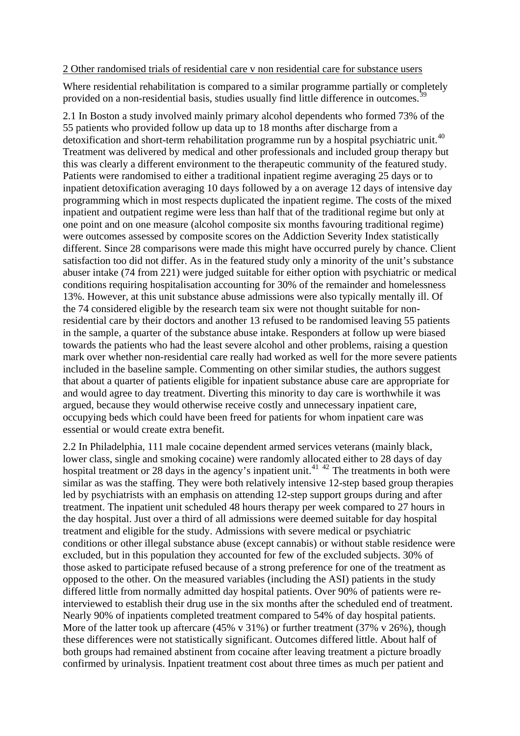2 Other randomised trials of residential care v non residential care for substance users

Where residential rehabilitation is compared to a similar programme partially or completely provided on a non-residential basis, studies usually find little difference in outcomes.[39]

2.1 In Boston a study involved mainly primary alcohol dependents who formed 73% of the 55 patients who provided follow up data up to 18 months after discharge from a detoxification and short-term rehabilitation programme run by a hospital psychiatric unit.[40] Treatment was delivered by medical and other professionals and included group therapy but this was clearly a different environment to the therapeutic community of the featured study. Patients were randomised to either a traditional inpatient regime averaging 25 days or to inpatient detoxification averaging 10 days followed by a on average 12 days of intensive day programming which in most respects duplicated the inpatient regime. The costs of the mixed inpatient and outpatient regime were less than half that of the traditional regime but only at one point and on one measure (alcohol composite six months favouring traditional regime) were outcomes assessed by composite scores on the Addiction Severity Index statistically different. Since 28 comparisons were made this might have occurred purely by chance. Client satisfaction too did not differ. As in the featured study only a minority of the unit's substance abuser intake (74 from 221) were judged suitable for either option with psychiatric or medical conditions requiring hospitalisation accounting for 30% of the remainder and homelessness 13%. However, at this unit substance abuse admissions were also typically mentally ill. Of the 74 considered eligible by the research team six were not thought suitable for non-residential care by their doctors and another 13 refused to be randomised leaving 55 patients in the sample, a quarter of the substance abuse intake. Responders at follow up were biased towards the patients who had the least severe alcohol and other problems, raising a question mark over whether non-residential care really had worked as well for the more severe patients included in the baseline sample. Commenting on other similar studies, the authors suggest that about a quarter of patients eligible for inpatient substance abuse care are appropriate for and would agree to day treatment. Diverting this minority to day care is worthwhile it was argued, because they would otherwise receive costly and unnecessary inpatient care, occupying beds which could have been freed for patients for whom inpatient care was essential or would create extra benefit.

2.2 In Philadelphia, 111 male cocaine dependent armed services veterans (mainly black, lower class, single and smoking cocaine) were randomly allocated either to 28 days of day hospital treatment or 28 days in the agency's inpatient unit.[41 42] The treatments in both were similar as was the staffing. They were both relatively intensive 12-step based group therapies led by psychiatrists with an emphasis on attending 12-step support groups during and after treatment. The inpatient unit scheduled 48 hours therapy per week compared to 27 hours in the day hospital. Just over a third of all admissions were deemed suitable for day hospital treatment and eligible for the study. Admissions with severe medical or psychiatric conditions or other illegal substance abuse (except cannabis) or without stable residence were excluded, but in this population they accounted for few of the excluded subjects. 30% of those asked to participate refused because of a strong preference for one of the treatment as opposed to the other. On the measured variables (including the ASI) patients in the study differed little from normally admitted day hospital patients. Over 90% of patients were re-interviewed to establish their drug use in the six months after the scheduled end of treatment. Nearly 90% of inpatients completed treatment compared to 54% of day hospital patients. More of the latter took up aftercare (45% v 31%) or further treatment (37% v 26%), though these differences were not statistically significant. Outcomes differed little. About half of both groups had remained abstinent from cocaine after leaving treatment a picture broadly confirmed by urinalysis. Inpatient treatment cost about three times as much per patient and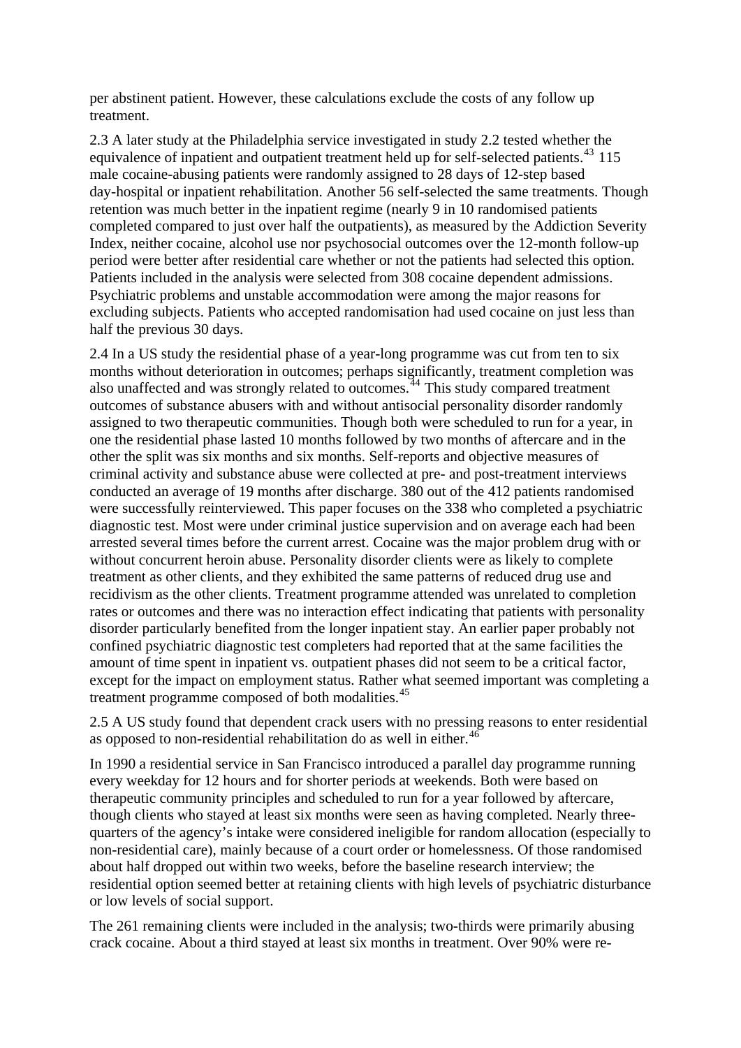per abstinent patient. However, these calculations exclude the costs of any follow up treatment.

2.3 A later study at the Philadelphia service investigated in study 2.2 tested whether the equivalence of inpatient and outpatient treatment held up for self-selected patients.[43] 115 male cocaine-abusing patients were randomly assigned to 28 days of 12-step based day-hospital or inpatient rehabilitation. Another 56 self-selected the same treatments. Though retention was much better in the inpatient regime (nearly 9 in 10 randomised patients completed compared to just over half the outpatients), as measured by the Addiction Severity Index, neither cocaine, alcohol use nor psychosocial outcomes over the 12-month follow-up period were better after residential care whether or not the patients had selected this option. Patients included in the analysis were selected from 308 cocaine dependent admissions. Psychiatric problems and unstable accommodation were among the major reasons for excluding subjects. Patients who accepted randomisation had used cocaine on just less than half the previous 30 days.

2.4 In a US study the residential phase of a year-long programme was cut from ten to six months without deterioration in outcomes; perhaps significantly, treatment completion was also unaffected and was strongly related to outcomes.[44] This study compared treatment outcomes of substance abusers with and without antisocial personality disorder randomly assigned to two therapeutic communities. Though both were scheduled to run for a year, in one the residential phase lasted 10 months followed by two months of aftercare and in the other the split was six months and six months. Self-reports and objective measures of criminal activity and substance abuse were collected at pre- and post-treatment interviews conducted an average of 19 months after discharge. 380 out of the 412 patients randomised were successfully reinterviewed. This paper focuses on the 338 who completed a psychiatric diagnostic test. Most were under criminal justice supervision and on average each had been arrested several times before the current arrest. Cocaine was the major problem drug with or without concurrent heroin abuse. Personality disorder clients were as likely to complete treatment as other clients, and they exhibited the same patterns of reduced drug use and recidivism as the other clients. Treatment programme attended was unrelated to completion rates or outcomes and there was no interaction effect indicating that patients with personality disorder particularly benefited from the longer inpatient stay. An earlier paper probably not confined psychiatric diagnostic test completers had reported that at the same facilities the amount of time spent in inpatient vs. outpatient phases did not seem to be a critical factor, except for the impact on employment status. Rather what seemed important was completing a treatment programme composed of both modalities.[45]

2.5 A US study found that dependent crack users with no pressing reasons to enter residential as opposed to non-residential rehabilitation do as well in either.[46]

In 1990 a residential service in San Francisco introduced a parallel day programme running every weekday for 12 hours and for shorter periods at weekends. Both were based on therapeutic community principles and scheduled to run for a year followed by aftercare, though clients who stayed at least six months were seen as having completed. Nearly three-quarters of the agency's intake were considered ineligible for random allocation (especially to non-residential care), mainly because of a court order or homelessness. Of those randomised about half dropped out within two weeks, before the baseline research interview; the residential option seemed better at retaining clients with high levels of psychiatric disturbance or low levels of social support.

The 261 remaining clients were included in the analysis; two-thirds were primarily abusing crack cocaine. About a third stayed at least six months in treatment. Over 90% were re-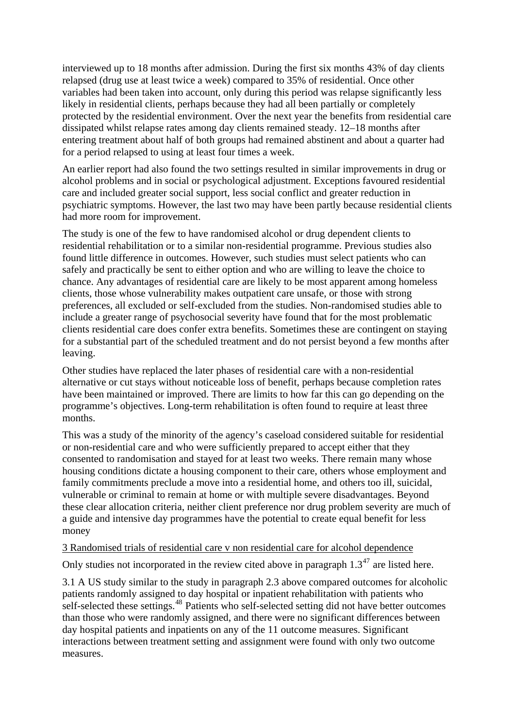interviewed up to 18 months after admission. During the first six months 43% of day clients relapsed (drug use at least twice a week) compared to 35% of residential. Once other variables had been taken into account, only during this period was relapse significantly less likely in residential clients, perhaps because they had all been partially or completely protected by the residential environment. Over the next year the benefits from residential care dissipated whilst relapse rates among day clients remained steady. 12–18 months after entering treatment about half of both groups had remained abstinent and about a quarter had for a period relapsed to using at least four times a week.

An earlier report had also found the two settings resulted in similar improvements in drug or alcohol problems and in social or psychological adjustment. Exceptions favoured residential care and included greater social support, less social conflict and greater reduction in psychiatric symptoms. However, the last two may have been partly because residential clients had more room for improvement.

The study is one of the few to have randomised alcohol or drug dependent clients to residential rehabilitation or to a similar non-residential programme. Previous studies also found little difference in outcomes. However, such studies must select patients who can safely and practically be sent to either option and who are willing to leave the choice to chance. Any advantages of residential care are likely to be most apparent among homeless clients, those whose vulnerability makes outpatient care unsafe, or those with strong preferences, all excluded or self-excluded from the studies. Non-randomised studies able to include a greater range of psychosocial severity have found that for the most problematic clients residential care does confer extra benefits. Sometimes these are contingent on staying for a substantial part of the scheduled treatment and do not persist beyond a few months after leaving.

Other studies have replaced the later phases of residential care with a non-residential alternative or cut stays without noticeable loss of benefit, perhaps because completion rates have been maintained or improved. There are limits to how far this can go depending on the programme's objectives. Long-term rehabilitation is often found to require at least three months.

This was a study of the minority of the agency's caseload considered suitable for residential or non-residential care and who were sufficiently prepared to accept either that they consented to randomisation and stayed for at least two weeks. There remain many whose housing conditions dictate a housing component to their care, others whose employment and family commitments preclude a move into a residential home, and others too ill, suicidal, vulnerable or criminal to remain at home or with multiple severe disadvantages. Beyond these clear allocation criteria, neither client preference nor drug problem severity are much of a guide and intensive day programmes have the potential to create equal benefit for less money

<u>3 Randomised trials of residential care v non residential care for alcohol dependence</u>

Only studies not incorporated in the review cited above in paragraph 1.3[47] are listed here.

3.1 A US study similar to the study in paragraph 2.3 above compared outcomes for alcoholic patients randomly assigned to day hospital or inpatient rehabilitation with patients who self-selected these settings.[48] Patients who self-selected setting did not have better outcomes than those who were randomly assigned, and there were no significant differences between day hospital patients and inpatients on any of the 11 outcome measures. Significant interactions between treatment setting and assignment were found with only two outcome measures.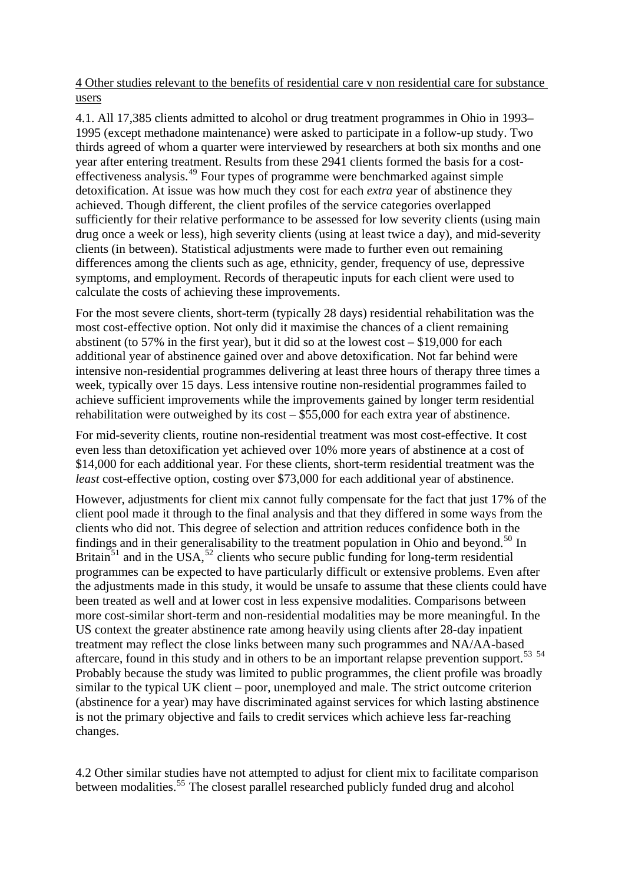## 4 Other studies relevant to the benefits of residential care v non residential care for substance users

4.1. All 17,385 clients admitted to alcohol or drug treatment programmes in Ohio in 1993–1995 (except methadone maintenance) were asked to participate in a follow-up study. Two thirds agreed of whom a quarter were interviewed by researchers at both six months and one year after entering treatment. Results from these 2941 clients formed the basis for a cost-effectiveness analysis.[49] Four types of programme were benchmarked against simple detoxification. At issue was how much they cost for each *extra* year of abstinence they achieved. Though different, the client profiles of the service categories overlapped sufficiently for their relative performance to be assessed for low severity clients (using main drug once a week or less), high severity clients (using at least twice a day), and mid-severity clients (in between). Statistical adjustments were made to further even out remaining differences among the clients such as age, ethnicity, gender, frequency of use, depressive symptoms, and employment. Records of therapeutic inputs for each client were used to calculate the costs of achieving these improvements.

For the most severe clients, short-term (typically 28 days) residential rehabilitation was the most cost-effective option. Not only did it maximise the chances of a client remaining abstinent (to 57% in the first year), but it did so at the lowest cost – $19,000 for each additional year of abstinence gained over and above detoxification. Not far behind were intensive non-residential programmes delivering at least three hours of therapy three times a week, typically over 15 days. Less intensive routine non-residential programmes failed to achieve sufficient improvements while the improvements gained by longer term residential rehabilitation were outweighed by its cost – $55,000 for each extra year of abstinence.

For mid-severity clients, routine non-residential treatment was most cost-effective. It cost even less than detoxification yet achieved over 10% more years of abstinence at a cost of $14,000 for each additional year. For these clients, short-term residential treatment was the *least* cost-effective option, costing over $73,000 for each additional year of abstinence.

However, adjustments for client mix cannot fully compensate for the fact that just 17% of the client pool made it through to the final analysis and that they differed in some ways from the clients who did not. This degree of selection and attrition reduces confidence both in the findings and in their generalisability to the treatment population in Ohio and beyond.[50] In Britain[51] and in the USA,[52] clients who secure public funding for long-term residential programmes can be expected to have particularly difficult or extensive problems. Even after the adjustments made in this study, it would be unsafe to assume that these clients could have been treated as well and at lower cost in less expensive modalities. Comparisons between more cost-similar short-term and non-residential modalities may be more meaningful. In the US context the greater abstinence rate among heavily using clients after 28-day inpatient treatment may reflect the close links between many such programmes and NA/AA-based aftercare, found in this study and in others to be an important relapse prevention support.[53] [54] Probably because the study was limited to public programmes, the client profile was broadly similar to the typical UK client – poor, unemployed and male. The strict outcome criterion (abstinence for a year) may have discriminated against services for which lasting abstinence is not the primary objective and fails to credit services which achieve less far-reaching changes.

4.2 Other similar studies have not attempted to adjust for client mix to facilitate comparison between modalities.[55] The closest parallel researched publicly funded drug and alcohol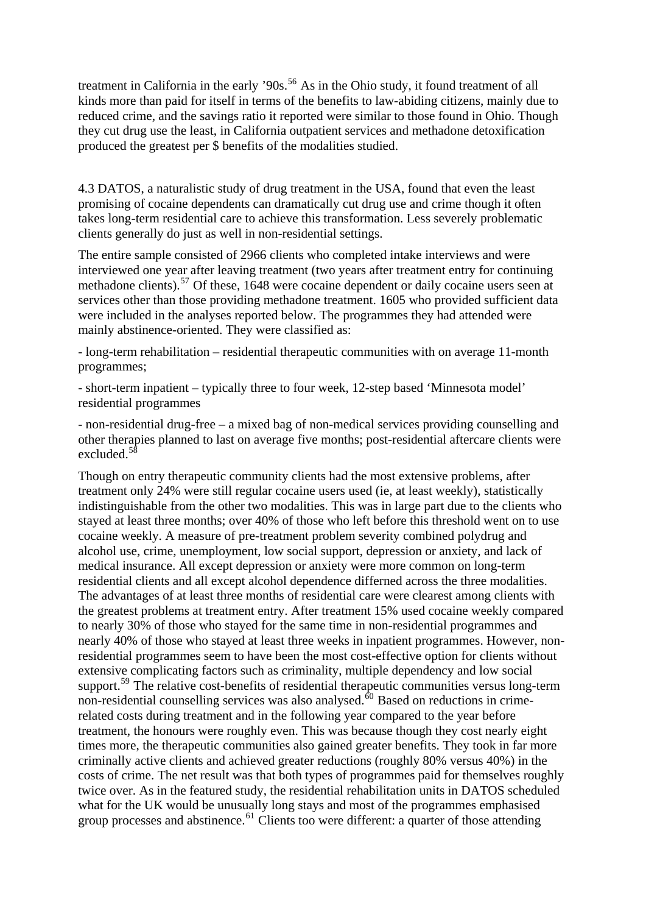treatment in California in the early '90s.[56] As in the Ohio study, it found treatment of all kinds more than paid for itself in terms of the benefits to law-abiding citizens, mainly due to reduced crime, and the savings ratio it reported were similar to those found in Ohio. Though they cut drug use the least, in California outpatient services and methadone detoxification produced the greatest per $ benefits of the modalities studied.

4.3 DATOS, a naturalistic study of drug treatment in the USA, found that even the least promising of cocaine dependents can dramatically cut drug use and crime though it often takes long-term residential care to achieve this transformation. Less severely problematic clients generally do just as well in non-residential settings.

The entire sample consisted of 2966 clients who completed intake interviews and were interviewed one year after leaving treatment (two years after treatment entry for continuing methadone clients).[57] Of these, 1648 were cocaine dependent or daily cocaine users seen at services other than those providing methadone treatment. 1605 who provided sufficient data were included in the analyses reported below. The programmes they had attended were mainly abstinence-oriented. They were classified as:

- long-term rehabilitation – residential therapeutic communities with on average 11-month programmes;

- short-term inpatient – typically three to four week, 12-step based 'Minnesota model' residential programmes

- non-residential drug-free – a mixed bag of non-medical services providing counselling and other therapies planned to last on average five months; post-residential aftercare clients were excluded.[58]

Though on entry therapeutic community clients had the most extensive problems, after treatment only 24% were still regular cocaine users used (ie, at least weekly), statistically indistinguishable from the other two modalities. This was in large part due to the clients who stayed at least three months; over 40% of those who left before this threshold went on to use cocaine weekly. A measure of pre-treatment problem severity combined polydrug and alcohol use, crime, unemployment, low social support, depression or anxiety, and lack of medical insurance. All except depression or anxiety were more common on long-term residential clients and all except alcohol dependence differned across the three modalities. The advantages of at least three months of residential care were clearest among clients with the greatest problems at treatment entry. After treatment 15% used cocaine weekly compared to nearly 30% of those who stayed for the same time in non-residential programmes and nearly 40% of those who stayed at least three weeks in inpatient programmes. However, non-residential programmes seem to have been the most cost-effective option for clients without extensive complicating factors such as criminality, multiple dependency and low social support.[59] The relative cost-benefits of residential therapeutic communities versus long-term non-residential counselling services was also analysed.[60] Based on reductions in crime-related costs during treatment and in the following year compared to the year before treatment, the honours were roughly even. This was because though they cost nearly eight times more, the therapeutic communities also gained greater benefits. They took in far more criminally active clients and achieved greater reductions (roughly 80% versus 40%) in the costs of crime. The net result was that both types of programmes paid for themselves roughly twice over. As in the featured study, the residential rehabilitation units in DATOS scheduled what for the UK would be unusually long stays and most of the programmes emphasised group processes and abstinence.[61] Clients too were different: a quarter of those attending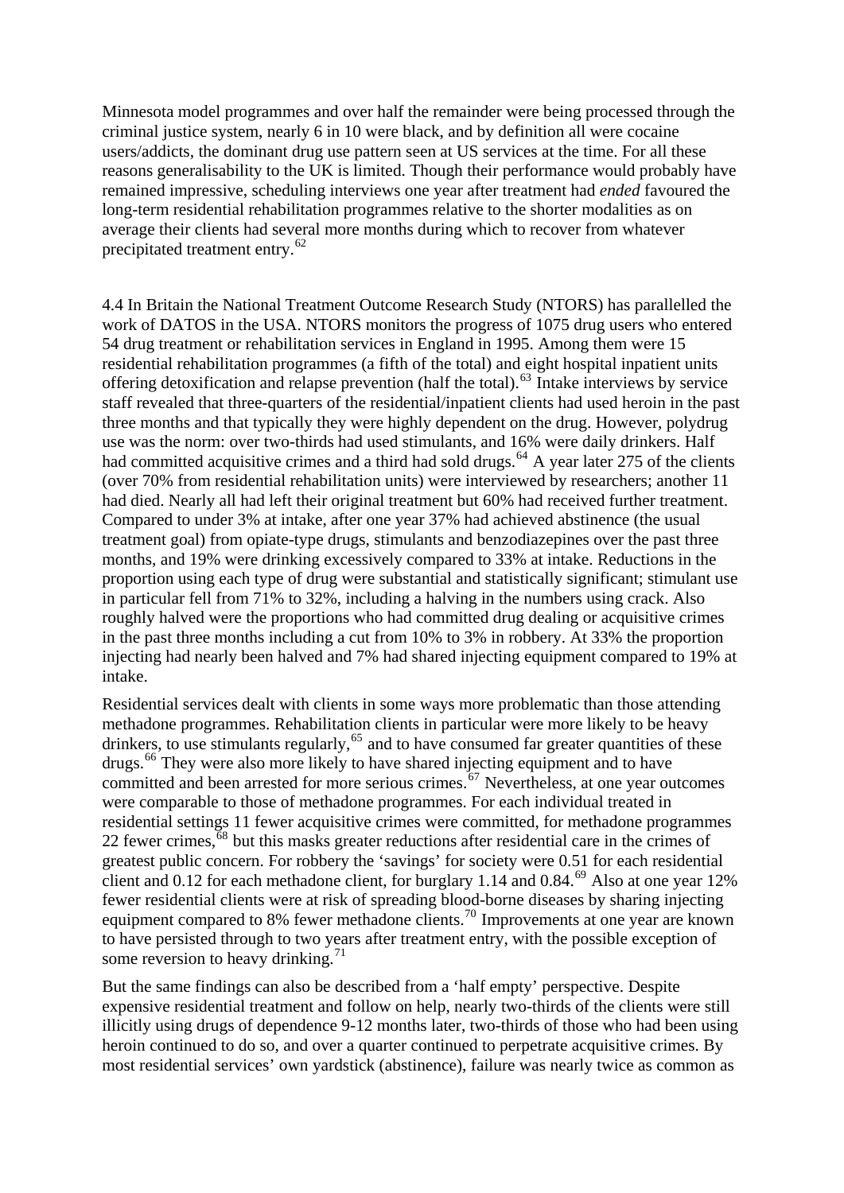Minnesota model programmes and over half the remainder were being processed through the criminal justice system, nearly 6 in 10 were black, and by definition all were cocaine users/addicts, the dominant drug use pattern seen at US services at the time. For all these reasons generalisability to the UK is limited. Though their performance would probably have remained impressive, scheduling interviews one year after treatment had *ended* favoured the long-term residential rehabilitation programmes relative to the shorter modalities as on average their clients had several more months during which to recover from whatever precipitated treatment entry.[62]

4.4 In Britain the National Treatment Outcome Research Study (NTORS) has parallelled the work of DATOS in the USA. NTORS monitors the progress of 1075 drug users who entered 54 drug treatment or rehabilitation services in England in 1995. Among them were 15 residential rehabilitation programmes (a fifth of the total) and eight hospital inpatient units offering detoxification and relapse prevention (half the total).[63] Intake interviews by service staff revealed that three-quarters of the residential/inpatient clients had used heroin in the past three months and that typically they were highly dependent on the drug. However, polydrug use was the norm: over two-thirds had used stimulants, and 16% were daily drinkers. Half had committed acquisitive crimes and a third had sold drugs.[64] A year later 275 of the clients (over 70% from residential rehabilitation units) were interviewed by researchers; another 11 had died. Nearly all had left their original treatment but 60% had received further treatment. Compared to under 3% at intake, after one year 37% had achieved abstinence (the usual treatment goal) from opiate-type drugs, stimulants and benzodiazepines over the past three months, and 19% were drinking excessively compared to 33% at intake. Reductions in the proportion using each type of drug were substantial and statistically significant; stimulant use in particular fell from 71% to 32%, including a halving in the numbers using crack. Also roughly halved were the proportions who had committed drug dealing or acquisitive crimes in the past three months including a cut from 10% to 3% in robbery. At 33% the proportion injecting had nearly been halved and 7% had shared injecting equipment compared to 19% at intake.

Residential services dealt with clients in some ways more problematic than those attending methadone programmes. Rehabilitation clients in particular were more likely to be heavy drinkers, to use stimulants regularly,[65] and to have consumed far greater quantities of these drugs.[66] They were also more likely to have shared injecting equipment and to have committed and been arrested for more serious crimes.[67] Nevertheless, at one year outcomes were comparable to those of methadone programmes. For each individual treated in residential settings 11 fewer acquisitive crimes were committed, for methadone programmes 22 fewer crimes,[68] but this masks greater reductions after residential care in the crimes of greatest public concern. For robbery the 'savings' for society were 0.51 for each residential client and 0.12 for each methadone client, for burglary 1.14 and 0.84.[69] Also at one year 12% fewer residential clients were at risk of spreading blood-borne diseases by sharing injecting equipment compared to 8% fewer methadone clients.[70] Improvements at one year are known to have persisted through to two years after treatment entry, with the possible exception of some reversion to heavy drinking.[71]

But the same findings can also be described from a 'half empty' perspective. Despite expensive residential treatment and follow on help, nearly two-thirds of the clients were still illicitly using drugs of dependence 9-12 months later, two-thirds of those who had been using heroin continued to do so, and over a quarter continued to perpetrate acquisitive crimes. By most residential services' own yardstick (abstinence), failure was nearly twice as common as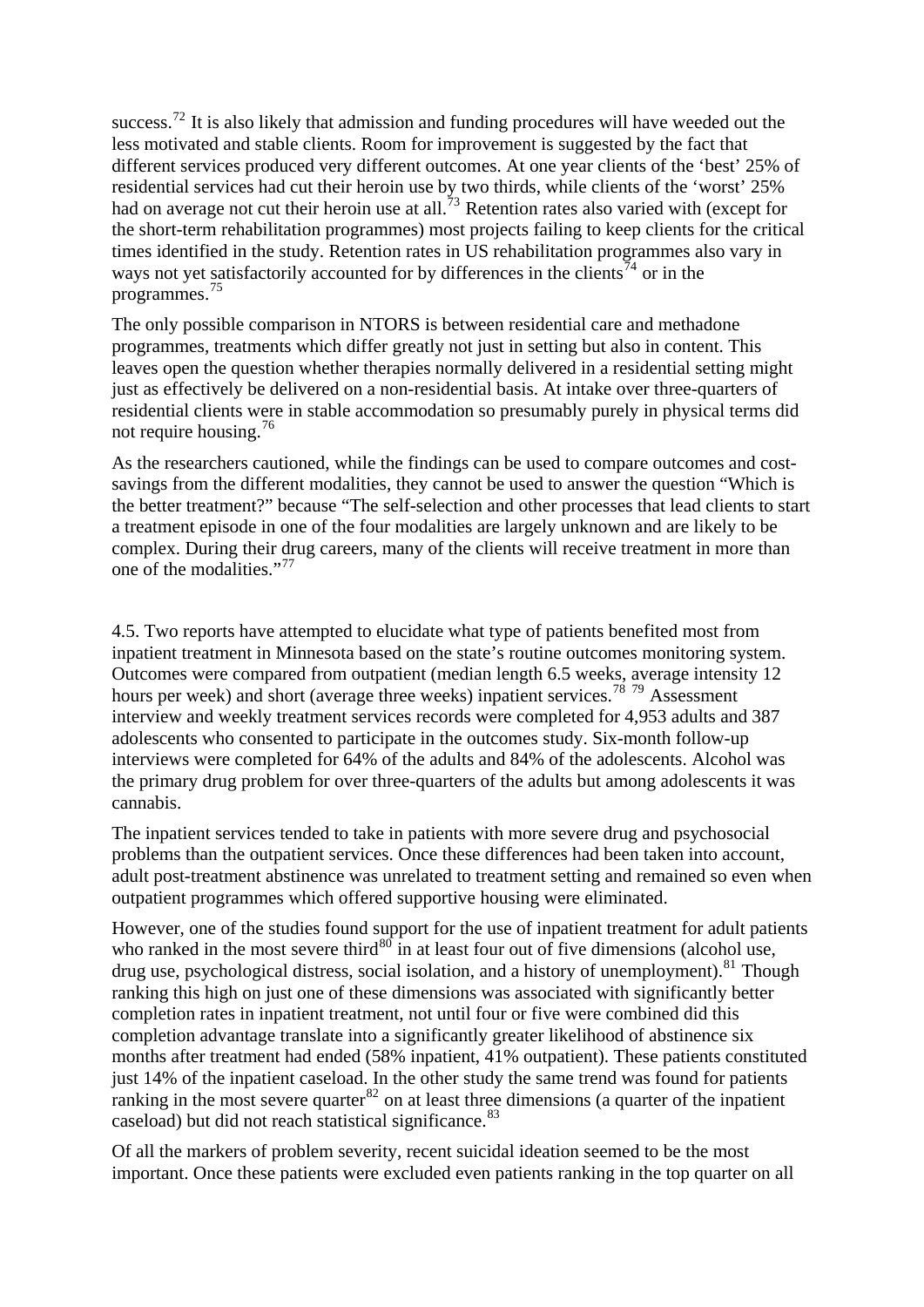success.[72] It is also likely that admission and funding procedures will have weeded out the less motivated and stable clients. Room for improvement is suggested by the fact that different services produced very different outcomes. At one year clients of the 'best' 25% of residential services had cut their heroin use by two thirds, while clients of the 'worst' 25% had on average not cut their heroin use at all.[73] Retention rates also varied with (except for the short-term rehabilitation programmes) most projects failing to keep clients for the critical times identified in the study. Retention rates in US rehabilitation programmes also vary in ways not yet satisfactorily accounted for by differences in the clients[74] or in the programmes.[75]

The only possible comparison in NTORS is between residential care and methadone programmes, treatments which differ greatly not just in setting but also in content. This leaves open the question whether therapies normally delivered in a residential setting might just as effectively be delivered on a non-residential basis. At intake over three-quarters of residential clients were in stable accommodation so presumably purely in physical terms did not require housing.[76]

As the researchers cautioned, while the findings can be used to compare outcomes and cost-savings from the different modalities, they cannot be used to answer the question "Which is the better treatment?" because "The self-selection and other processes that lead clients to start a treatment episode in one of the four modalities are largely unknown and are likely to be complex. During their drug careers, many of the clients will receive treatment in more than one of the modalities."[77]

4.5. Two reports have attempted to elucidate what type of patients benefited most from inpatient treatment in Minnesota based on the state's routine outcomes monitoring system. Outcomes were compared from outpatient (median length 6.5 weeks, average intensity 12 hours per week) and short (average three weeks) inpatient services.[78] [79] Assessment interview and weekly treatment services records were completed for 4,953 adults and 387 adolescents who consented to participate in the outcomes study. Six-month follow-up interviews were completed for 64% of the adults and 84% of the adolescents. Alcohol was the primary drug problem for over three-quarters of the adults but among adolescents it was cannabis.

The inpatient services tended to take in patients with more severe drug and psychosocial problems than the outpatient services. Once these differences had been taken into account, adult post-treatment abstinence was unrelated to treatment setting and remained so even when outpatient programmes which offered supportive housing were eliminated.

However, one of the studies found support for the use of inpatient treatment for adult patients who ranked in the most severe third[80] in at least four out of five dimensions (alcohol use, drug use, psychological distress, social isolation, and a history of unemployment).[81] Though ranking this high on just one of these dimensions was associated with significantly better completion rates in inpatient treatment, not until four or five were combined did this completion advantage translate into a significantly greater likelihood of abstinence six months after treatment had ended (58% inpatient, 41% outpatient). These patients constituted just 14% of the inpatient caseload. In the other study the same trend was found for patients ranking in the most severe quarter[82] on at least three dimensions (a quarter of the inpatient caseload) but did not reach statistical significance.[83]

Of all the markers of problem severity, recent suicidal ideation seemed to be the most important. Once these patients were excluded even patients ranking in the top quarter on all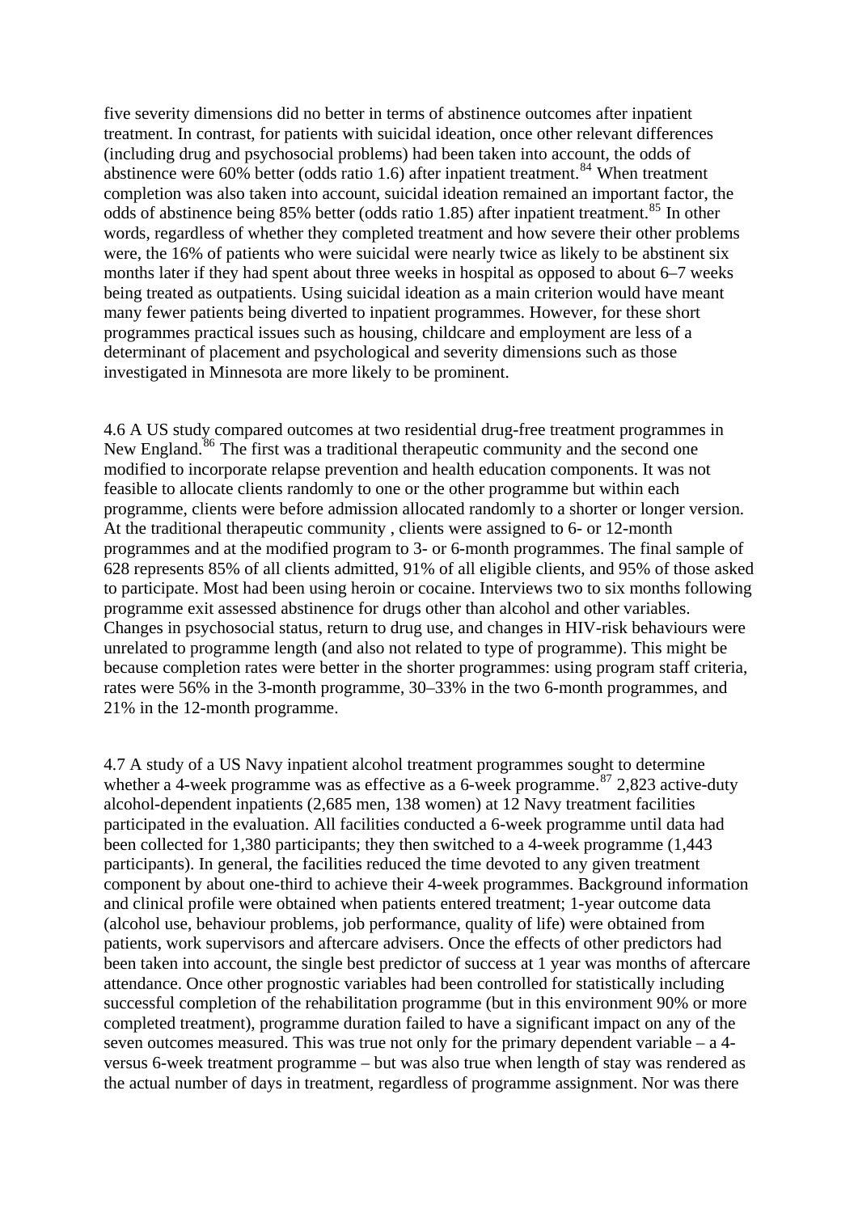five severity dimensions did no better in terms of abstinence outcomes after inpatient treatment. In contrast, for patients with suicidal ideation, once other relevant differences (including drug and psychosocial problems) had been taken into account, the odds of abstinence were 60% better (odds ratio 1.6) after inpatient treatment.[84] When treatment completion was also taken into account, suicidal ideation remained an important factor, the odds of abstinence being 85% better (odds ratio 1.85) after inpatient treatment.[85] In other words, regardless of whether they completed treatment and how severe their other problems were, the 16% of patients who were suicidal were nearly twice as likely to be abstinent six months later if they had spent about three weeks in hospital as opposed to about 6–7 weeks being treated as outpatients. Using suicidal ideation as a main criterion would have meant many fewer patients being diverted to inpatient programmes. However, for these short programmes practical issues such as housing, childcare and employment are less of a determinant of placement and psychological and severity dimensions such as those investigated in Minnesota are more likely to be prominent.

4.6 A US study compared outcomes at two residential drug-free treatment programmes in New England.[86] The first was a traditional therapeutic community and the second one modified to incorporate relapse prevention and health education components. It was not feasible to allocate clients randomly to one or the other programme but within each programme, clients were before admission allocated randomly to a shorter or longer version. At the traditional therapeutic community , clients were assigned to 6- or 12-month programmes and at the modified program to 3- or 6-month programmes. The final sample of 628 represents 85% of all clients admitted, 91% of all eligible clients, and 95% of those asked to participate. Most had been using heroin or cocaine. Interviews two to six months following programme exit assessed abstinence for drugs other than alcohol and other variables. Changes in psychosocial status, return to drug use, and changes in HIV-risk behaviours were unrelated to programme length (and also not related to type of programme). This might be because completion rates were better in the shorter programmes: using program staff criteria, rates were 56% in the 3-month programme, 30–33% in the two 6-month programmes, and 21% in the 12-month programme.

4.7 A study of a US Navy inpatient alcohol treatment programmes sought to determine whether a 4-week programme was as effective as a 6-week programme.[87] 2,823 active-duty alcohol-dependent inpatients (2,685 men, 138 women) at 12 Navy treatment facilities participated in the evaluation. All facilities conducted a 6-week programme until data had been collected for 1,380 participants; they then switched to a 4-week programme (1,443 participants). In general, the facilities reduced the time devoted to any given treatment component by about one-third to achieve their 4-week programmes. Background information and clinical profile were obtained when patients entered treatment; 1-year outcome data (alcohol use, behaviour problems, job performance, quality of life) were obtained from patients, work supervisors and aftercare advisers. Once the effects of other predictors had been taken into account, the single best predictor of success at 1 year was months of aftercare attendance. Once other prognostic variables had been controlled for statistically including successful completion of the rehabilitation programme (but in this environment 90% or more completed treatment), programme duration failed to have a significant impact on any of the seven outcomes measured. This was true not only for the primary dependent variable – a 4- versus 6-week treatment programme – but was also true when length of stay was rendered as the actual number of days in treatment, regardless of programme assignment. Nor was there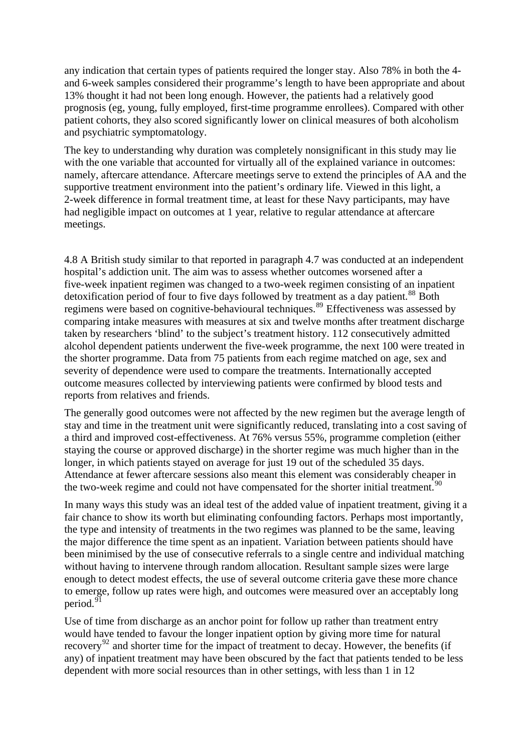any indication that certain types of patients required the longer stay. Also 78% in both the 4- and 6-week samples considered their programme's length to have been appropriate and about 13% thought it had not been long enough. However, the patients had a relatively good prognosis (eg, young, fully employed, first-time programme enrollees). Compared with other patient cohorts, they also scored significantly lower on clinical measures of both alcoholism and psychiatric symptomatology.

The key to understanding why duration was completely nonsignificant in this study may lie with the one variable that accounted for virtually all of the explained variance in outcomes: namely, aftercare attendance. Aftercare meetings serve to extend the principles of AA and the supportive treatment environment into the patient's ordinary life. Viewed in this light, a 2-week difference in formal treatment time, at least for these Navy participants, may have had negligible impact on outcomes at 1 year, relative to regular attendance at aftercare meetings.

4.8 A British study similar to that reported in paragraph 4.7 was conducted at an independent hospital's addiction unit. The aim was to assess whether outcomes worsened after a five-week inpatient regimen was changed to a two-week regimen consisting of an inpatient detoxification period of four to five days followed by treatment as a day patient.[88] Both regimens were based on cognitive-behavioural techniques.[89] Effectiveness was assessed by comparing intake measures with measures at six and twelve months after treatment discharge taken by researchers 'blind' to the subject's treatment history. 112 consecutively admitted alcohol dependent patients underwent the five-week programme, the next 100 were treated in the shorter programme. Data from 75 patients from each regime matched on age, sex and severity of dependence were used to compare the treatments. Internationally accepted outcome measures collected by interviewing patients were confirmed by blood tests and reports from relatives and friends.

The generally good outcomes were not affected by the new regimen but the average length of stay and time in the treatment unit were significantly reduced, translating into a cost saving of a third and improved cost-effectiveness. At 76% versus 55%, programme completion (either staying the course or approved discharge) in the shorter regime was much higher than in the longer, in which patients stayed on average for just 19 out of the scheduled 35 days. Attendance at fewer aftercare sessions also meant this element was considerably cheaper in the two-week regime and could not have compensated for the shorter initial treatment.[90]

In many ways this study was an ideal test of the added value of inpatient treatment, giving it a fair chance to show its worth but eliminating confounding factors. Perhaps most importantly, the type and intensity of treatments in the two regimes was planned to be the same, leaving the major difference the time spent as an inpatient. Variation between patients should have been minimised by the use of consecutive referrals to a single centre and individual matching without having to intervene through random allocation. Resultant sample sizes were large enough to detect modest effects, the use of several outcome criteria gave these more chance to emerge, follow up rates were high, and outcomes were measured over an acceptably long period.[91]

Use of time from discharge as an anchor point for follow up rather than treatment entry would have tended to favour the longer inpatient option by giving more time for natural recovery[92] and shorter time for the impact of treatment to decay. However, the benefits (if any) of inpatient treatment may have been obscured by the fact that patients tended to be less dependent with more social resources than in other settings, with less than 1 in 12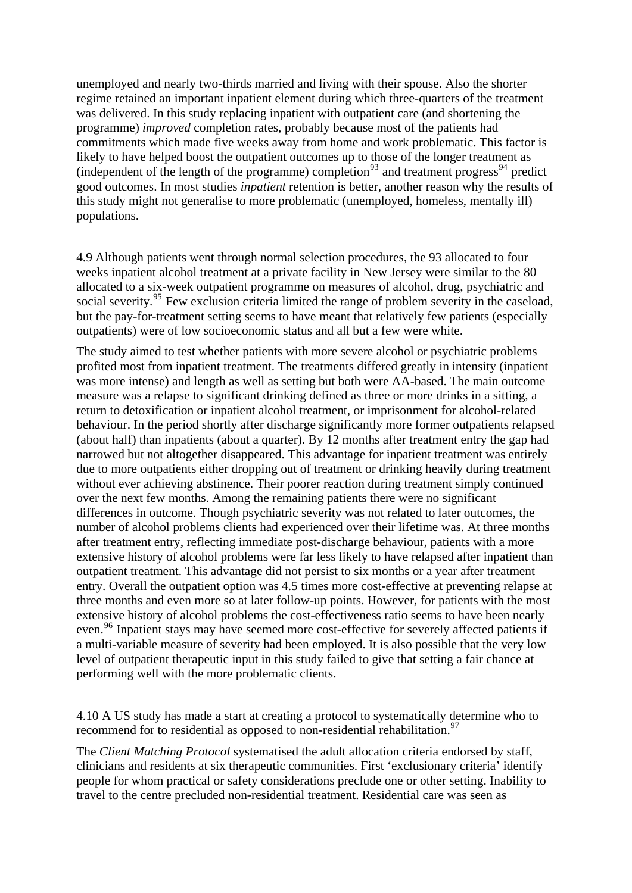unemployed and nearly two-thirds married and living with their spouse. Also the shorter regime retained an important inpatient element during which three-quarters of the treatment was delivered. In this study replacing inpatient with outpatient care (and shortening the programme) *improved* completion rates, probably because most of the patients had commitments which made five weeks away from home and work problematic. This factor is likely to have helped boost the outpatient outcomes up to those of the longer treatment as (independent of the length of the programme) completion[93] and treatment progress[94] predict good outcomes. In most studies *inpatient* retention is better, another reason why the results of this study might not generalise to more problematic (unemployed, homeless, mentally ill) populations.

4.9 Although patients went through normal selection procedures, the 93 allocated to four weeks inpatient alcohol treatment at a private facility in New Jersey were similar to the 80 allocated to a six-week outpatient programme on measures of alcohol, drug, psychiatric and social severity.[95] Few exclusion criteria limited the range of problem severity in the caseload, but the pay-for-treatment setting seems to have meant that relatively few patients (especially outpatients) were of low socioeconomic status and all but a few were white.

The study aimed to test whether patients with more severe alcohol or psychiatric problems profited most from inpatient treatment. The treatments differed greatly in intensity (inpatient was more intense) and length as well as setting but both were AA-based. The main outcome measure was a relapse to significant drinking defined as three or more drinks in a sitting, a return to detoxification or inpatient alcohol treatment, or imprisonment for alcohol-related behaviour. In the period shortly after discharge significantly more former outpatients relapsed (about half) than inpatients (about a quarter). By 12 months after treatment entry the gap had narrowed but not altogether disappeared. This advantage for inpatient treatment was entirely due to more outpatients either dropping out of treatment or drinking heavily during treatment without ever achieving abstinence. Their poorer reaction during treatment simply continued over the next few months. Among the remaining patients there were no significant differences in outcome. Though psychiatric severity was not related to later outcomes, the number of alcohol problems clients had experienced over their lifetime was. At three months after treatment entry, reflecting immediate post-discharge behaviour, patients with a more extensive history of alcohol problems were far less likely to have relapsed after inpatient than outpatient treatment. This advantage did not persist to six months or a year after treatment entry. Overall the outpatient option was 4.5 times more cost-effective at preventing relapse at three months and even more so at later follow-up points. However, for patients with the most extensive history of alcohol problems the cost-effectiveness ratio seems to have been nearly even.[96] Inpatient stays may have seemed more cost-effective for severely affected patients if a multi-variable measure of severity had been employed. It is also possible that the very low level of outpatient therapeutic input in this study failed to give that setting a fair chance at performing well with the more problematic clients.

4.10 A US study has made a start at creating a protocol to systematically determine who to recommend for to residential as opposed to non-residential rehabilitation.[97]

The *Client Matching Protocol* systematised the adult allocation criteria endorsed by staff, clinicians and residents at six therapeutic communities. First 'exclusionary criteria' identify people for whom practical or safety considerations preclude one or other setting. Inability to travel to the centre precluded non-residential treatment. Residential care was seen as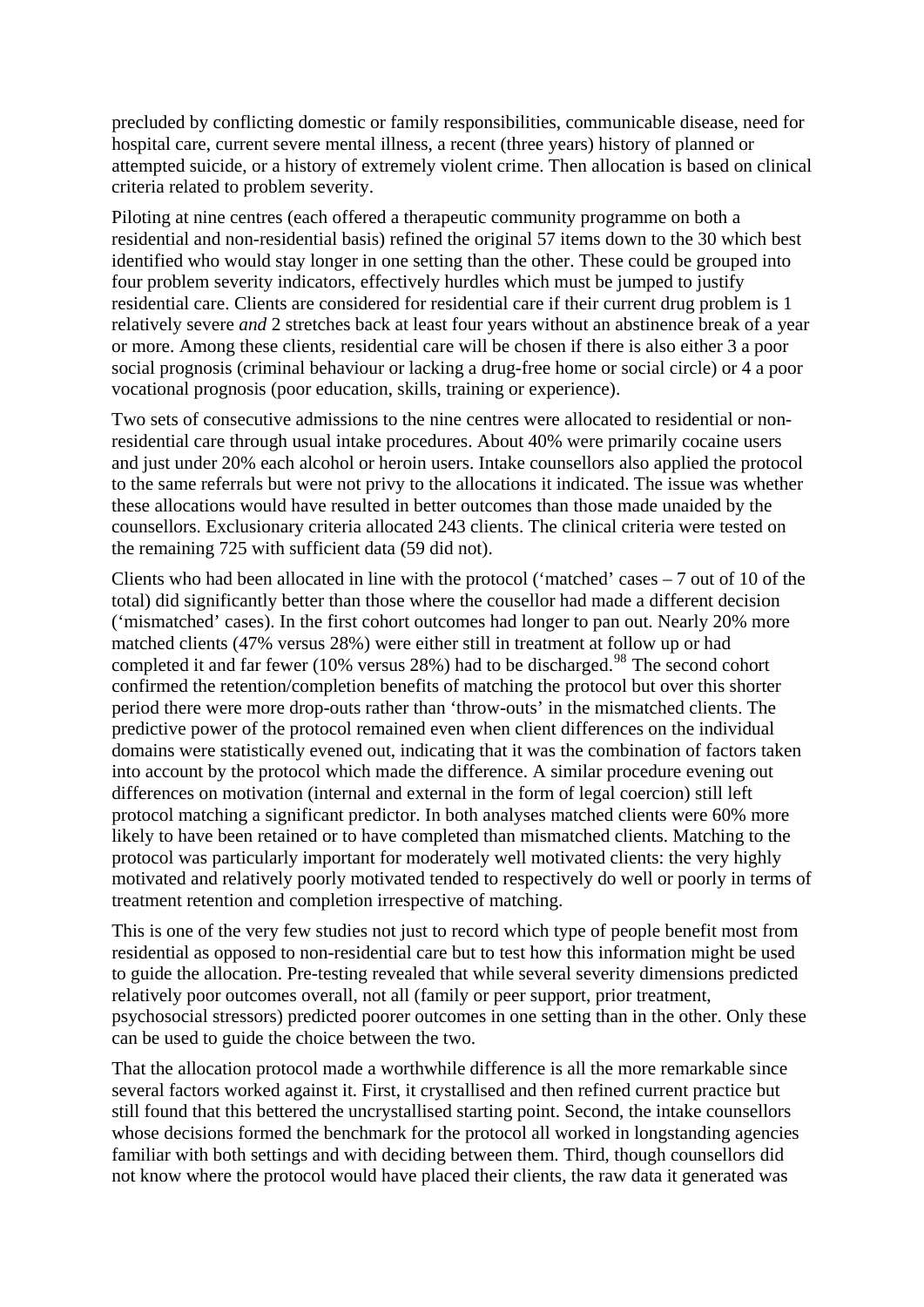precluded by conflicting domestic or family responsibilities, communicable disease, need for hospital care, current severe mental illness, a recent (three years) history of planned or attempted suicide, or a history of extremely violent crime. Then allocation is based on clinical criteria related to problem severity.

Piloting at nine centres (each offered a therapeutic community programme on both a residential and non-residential basis) refined the original 57 items down to the 30 which best identified who would stay longer in one setting than the other. These could be grouped into four problem severity indicators, effectively hurdles which must be jumped to justify residential care. Clients are considered for residential care if their current drug problem is 1 relatively severe *and* 2 stretches back at least four years without an abstinence break of a year or more. Among these clients, residential care will be chosen if there is also either 3 a poor social prognosis (criminal behaviour or lacking a drug-free home or social circle) or 4 a poor vocational prognosis (poor education, skills, training or experience).

Two sets of consecutive admissions to the nine centres were allocated to residential or non-residential care through usual intake procedures. About 40% were primarily cocaine users and just under 20% each alcohol or heroin users. Intake counsellors also applied the protocol to the same referrals but were not privy to the allocations it indicated. The issue was whether these allocations would have resulted in better outcomes than those made unaided by the counsellors. Exclusionary criteria allocated 243 clients. The clinical criteria were tested on the remaining 725 with sufficient data (59 did not).

Clients who had been allocated in line with the protocol ('matched' cases – 7 out of 10 of the total) did significantly better than those where the cousellor had made a different decision ('mismatched' cases). In the first cohort outcomes had longer to pan out. Nearly 20% more matched clients (47% versus 28%) were either still in treatment at follow up or had completed it and far fewer (10% versus 28%) had to be discharged.[98] The second cohort confirmed the retention/completion benefits of matching the protocol but over this shorter period there were more drop-outs rather than 'throw-outs' in the mismatched clients. The predictive power of the protocol remained even when client differences on the individual domains were statistically evened out, indicating that it was the combination of factors taken into account by the protocol which made the difference. A similar procedure evening out differences on motivation (internal and external in the form of legal coercion) still left protocol matching a significant predictor. In both analyses matched clients were 60% more likely to have been retained or to have completed than mismatched clients. Matching to the protocol was particularly important for moderately well motivated clients: the very highly motivated and relatively poorly motivated tended to respectively do well or poorly in terms of treatment retention and completion irrespective of matching.

This is one of the very few studies not just to record which type of people benefit most from residential as opposed to non-residential care but to test how this information might be used to guide the allocation. Pre-testing revealed that while several severity dimensions predicted relatively poor outcomes overall, not all (family or peer support, prior treatment, psychosocial stressors) predicted poorer outcomes in one setting than in the other. Only these can be used to guide the choice between the two.

That the allocation protocol made a worthwhile difference is all the more remarkable since several factors worked against it. First, it crystallised and then refined current practice but still found that this bettered the uncrystallised starting point. Second, the intake counsellors whose decisions formed the benchmark for the protocol all worked in longstanding agencies familiar with both settings and with deciding between them. Third, though counsellors did not know where the protocol would have placed their clients, the raw data it generated was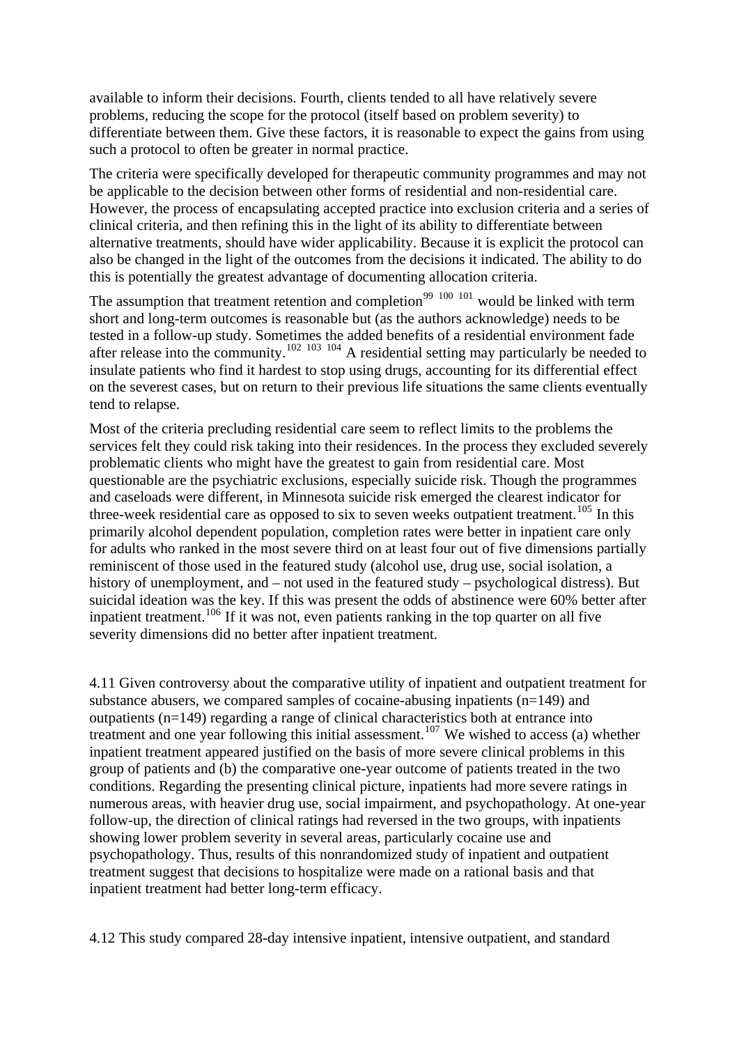available to inform their decisions. Fourth, clients tended to all have relatively severe problems, reducing the scope for the protocol (itself based on problem severity) to differentiate between them. Give these factors, it is reasonable to expect the gains from using such a protocol to often be greater in normal practice.

The criteria were specifically developed for therapeutic community programmes and may not be applicable to the decision between other forms of residential and non-residential care. However, the process of encapsulating accepted practice into exclusion criteria and a series of clinical criteria, and then refining this in the light of its ability to differentiate between alternative treatments, should have wider applicability. Because it is explicit the protocol can also be changed in the light of the outcomes from the decisions it indicated. The ability to do this is potentially the greatest advantage of documenting allocation criteria.

The assumption that treatment retention and completion[99 100 101] would be linked with term short and long-term outcomes is reasonable but (as the authors acknowledge) needs to be tested in a follow-up study. Sometimes the added benefits of a residential environment fade after release into the community.[102 103 104] A residential setting may particularly be needed to insulate patients who find it hardest to stop using drugs, accounting for its differential effect on the severest cases, but on return to their previous life situations the same clients eventually tend to relapse.

Most of the criteria precluding residential care seem to reflect limits to the problems the services felt they could risk taking into their residences. In the process they excluded severely problematic clients who might have the greatest to gain from residential care. Most questionable are the psychiatric exclusions, especially suicide risk. Though the programmes and caseloads were different, in Minnesota suicide risk emerged the clearest indicator for three-week residential care as opposed to six to seven weeks outpatient treatment.[105] In this primarily alcohol dependent population, completion rates were better in inpatient care only for adults who ranked in the most severe third on at least four out of five dimensions partially reminiscent of those used in the featured study (alcohol use, drug use, social isolation, a history of unemployment, and – not used in the featured study – psychological distress). But suicidal ideation was the key. If this was present the odds of abstinence were 60% better after inpatient treatment.[106] If it was not, even patients ranking in the top quarter on all five severity dimensions did no better after inpatient treatment.

4.11 Given controversy about the comparative utility of inpatient and outpatient treatment for substance abusers, we compared samples of cocaine-abusing inpatients (n=149) and outpatients (n=149) regarding a range of clinical characteristics both at entrance into treatment and one year following this initial assessment.[107] We wished to access (a) whether inpatient treatment appeared justified on the basis of more severe clinical problems in this group of patients and (b) the comparative one-year outcome of patients treated in the two conditions. Regarding the presenting clinical picture, inpatients had more severe ratings in numerous areas, with heavier drug use, social impairment, and psychopathology. At one-year follow-up, the direction of clinical ratings had reversed in the two groups, with inpatients showing lower problem severity in several areas, particularly cocaine use and psychopathology. Thus, results of this nonrandomized study of inpatient and outpatient treatment suggest that decisions to hospitalize were made on a rational basis and that inpatient treatment had better long-term efficacy.

4.12 This study compared 28-day intensive inpatient, intensive outpatient, and standard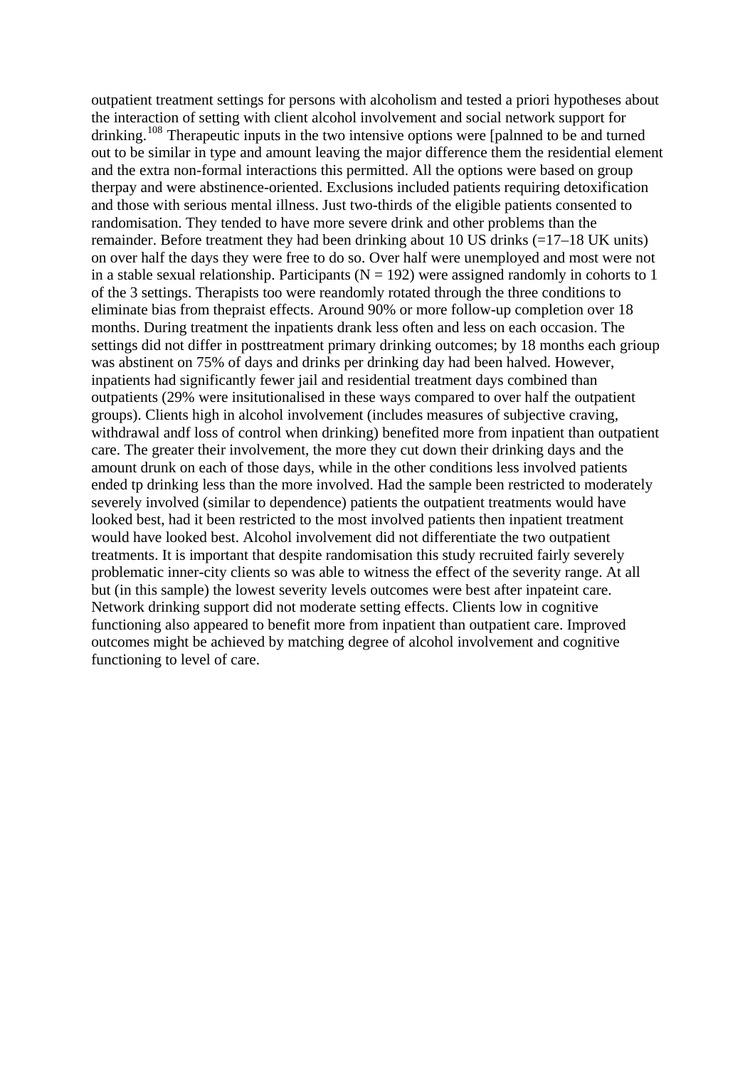outpatient treatment settings for persons with alcoholism and tested a priori hypotheses about the interaction of setting with client alcohol involvement and social network support for drinking.[108] Therapeutic inputs in the two intensive options were [palnned to be and turned out to be similar in type and amount leaving the major difference them the residential element and the extra non-formal interactions this permitted. All the options were based on group therpay and were abstinence-oriented. Exclusions included patients requiring detoxification and those with serious mental illness. Just two-thirds of the eligible patients consented to randomisation. They tended to have more severe drink and other problems than the remainder. Before treatment they had been drinking about 10 US drinks (=17–18 UK units) on over half the days they were free to do so. Over half were unemployed and most were not in a stable sexual relationship. Participants (N = 192) were assigned randomly in cohorts to 1 of the 3 settings. Therapists too were reandomly rotated through the three conditions to eliminate bias from thepraist effects. Around 90% or more follow-up completion over 18 months. During treatment the inpatients drank less often and less on each occasion. The settings did not differ in posttreatment primary drinking outcomes; by 18 months each grioup was abstinent on 75% of days and drinks per drinking day had been halved. However, inpatients had significantly fewer jail and residential treatment days combined than outpatients (29% were insitutionalised in these ways compared to over half the outpatient groups). Clients high in alcohol involvement (includes measures of subjective craving, withdrawal andf loss of control when drinking) benefited more from inpatient than outpatient care. The greater their involvement, the more they cut down their drinking days and the amount drunk on each of those days, while in the other conditions less involved patients ended tp drinking less than the more involved. Had the sample been restricted to moderately severely involved (similar to dependence) patients the outpatient treatments would have looked best, had it been restricted to the most involved patients then inpatient treatment would have looked best. Alcohol involvement did not differentiate the two outpatient treatments. It is important that despite randomisation this study recruited fairly severely problematic inner-city clients so was able to witness the effect of the severity range. At all but (in this sample) the lowest severity levels outcomes were best after inpateint care. Network drinking support did not moderate setting effects. Clients low in cognitive functioning also appeared to benefit more from inpatient than outpatient care. Improved outcomes might be achieved by matching degree of alcohol involvement and cognitive functioning to level of care.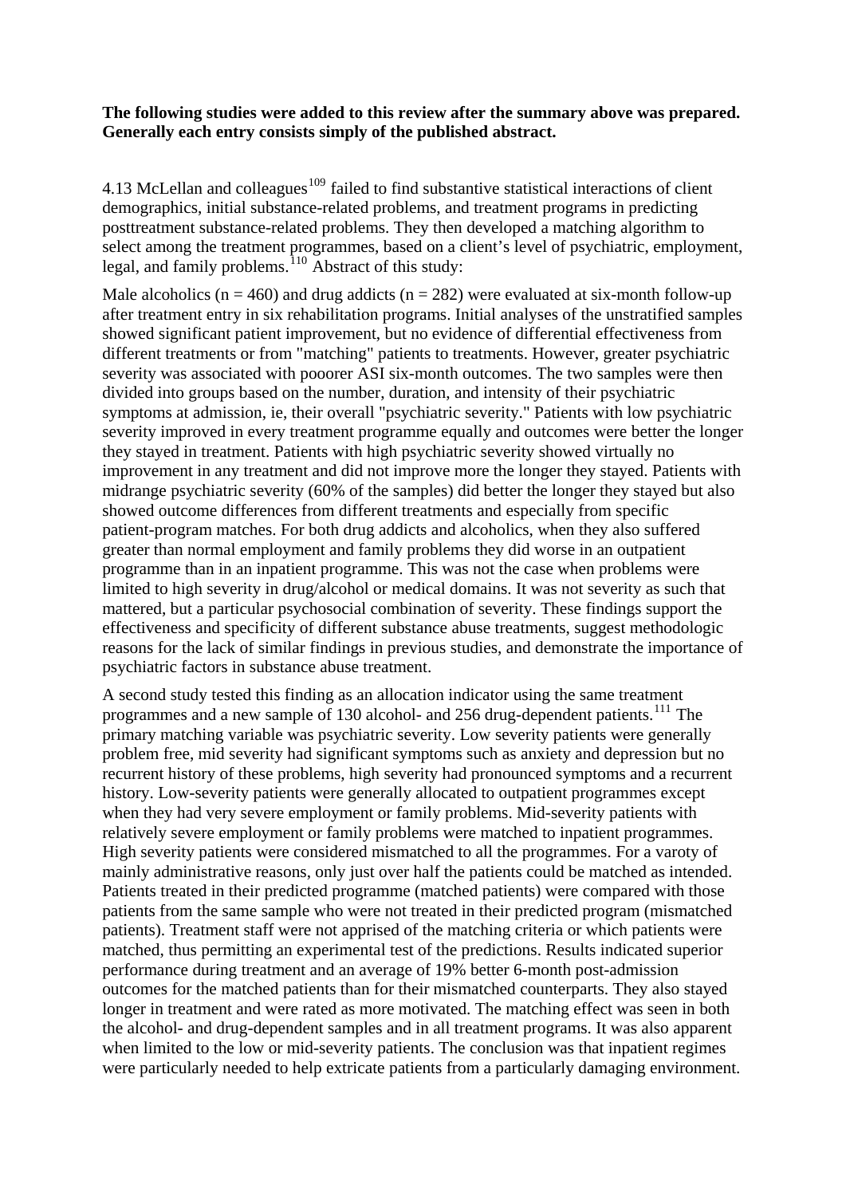**The following studies were added to this review after the summary above was prepared. Generally each entry consists simply of the published abstract.**

4.13 McLellan and colleagues[109] failed to find substantive statistical interactions of client demographics, initial substance-related problems, and treatment programs in predicting posttreatment substance-related problems. They then developed a matching algorithm to select among the treatment programmes, based on a client's level of psychiatric, employment, legal, and family problems.[110] Abstract of this study:

Male alcoholics (n = 460) and drug addicts (n = 282) were evaluated at six-month follow-up after treatment entry in six rehabilitation programs. Initial analyses of the unstratified samples showed significant patient improvement, but no evidence of differential effectiveness from different treatments or from "matching" patients to treatments. However, greater psychiatric severity was associated with pooorer ASI six-month outcomes. The two samples were then divided into groups based on the number, duration, and intensity of their psychiatric symptoms at admission, ie, their overall "psychiatric severity." Patients with low psychiatric severity improved in every treatment programme equally and outcomes were better the longer they stayed in treatment. Patients with high psychiatric severity showed virtually no improvement in any treatment and did not improve more the longer they stayed. Patients with midrange psychiatric severity (60% of the samples) did better the longer they stayed but also showed outcome differences from different treatments and especially from specific patient-program matches. For both drug addicts and alcoholics, when they also suffered greater than normal employment and family problems they did worse in an outpatient programme than in an inpatient programme. This was not the case when problems were limited to high severity in drug/alcohol or medical domains. It was not severity as such that mattered, but a particular psychosocial combination of severity. These findings support the effectiveness and specificity of different substance abuse treatments, suggest methodologic reasons for the lack of similar findings in previous studies, and demonstrate the importance of psychiatric factors in substance abuse treatment.

A second study tested this finding as an allocation indicator using the same treatment programmes and a new sample of 130 alcohol- and 256 drug-dependent patients.[111] The primary matching variable was psychiatric severity. Low severity patients were generally problem free, mid severity had significant symptoms such as anxiety and depression but no recurrent history of these problems, high severity had pronounced symptoms and a recurrent history. Low-severity patients were generally allocated to outpatient programmes except when they had very severe employment or family problems. Mid-severity patients with relatively severe employment or family problems were matched to inpatient programmes. High severity patients were considered mismatched to all the programmes. For a varoty of mainly administrative reasons, only just over half the patients could be matched as intended. Patients treated in their predicted programme (matched patients) were compared with those patients from the same sample who were not treated in their predicted program (mismatched patients). Treatment staff were not apprised of the matching criteria or which patients were matched, thus permitting an experimental test of the predictions. Results indicated superior performance during treatment and an average of 19% better 6-month post-admission outcomes for the matched patients than for their mismatched counterparts. They also stayed longer in treatment and were rated as more motivated. The matching effect was seen in both the alcohol- and drug-dependent samples and in all treatment programs. It was also apparent when limited to the low or mid-severity patients. The conclusion was that inpatient regimes were particularly needed to help extricate patients from a particularly damaging environment.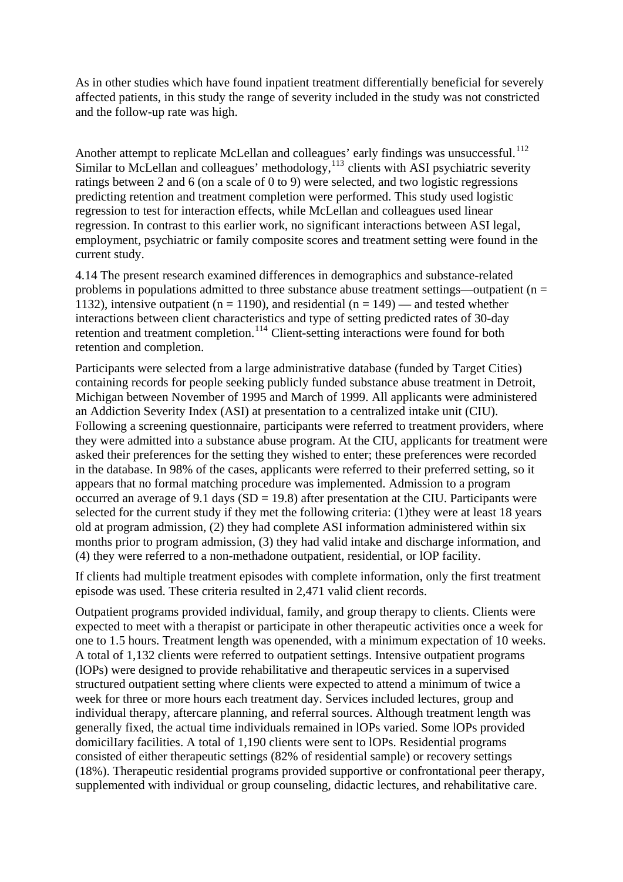As in other studies which have found inpatient treatment differentially beneficial for severely affected patients, in this study the range of severity included in the study was not constricted and the follow-up rate was high.

Another attempt to replicate McLellan and colleagues' early findings was unsuccessful.[112] Similar to McLellan and colleagues' methodology,[113] clients with ASI psychiatric severity ratings between 2 and 6 (on a scale of 0 to 9) were selected, and two logistic regressions predicting retention and treatment completion were performed. This study used logistic regression to test for interaction effects, while McLellan and colleagues used linear regression. In contrast to this earlier work, no significant interactions between ASI legal, employment, psychiatric or family composite scores and treatment setting were found in the current study.

4.14 The present research examined differences in demographics and substance-related problems in populations admitted to three substance abuse treatment settings—outpatient (n = 1132), intensive outpatient (n = 1190), and residential (n = 149) — and tested whether interactions between client characteristics and type of setting predicted rates of 30-day retention and treatment completion.[114] Client-setting interactions were found for both retention and completion.

Participants were selected from a large administrative database (funded by Target Cities) containing records for people seeking publicly funded substance abuse treatment in Detroit, Michigan between November of 1995 and March of 1999. All applicants were administered an Addiction Severity Index (ASI) at presentation to a centralized intake unit (CIU). Following a screening questionnaire, participants were referred to treatment providers, where they were admitted into a substance abuse program. At the CIU, applicants for treatment were asked their preferences for the setting they wished to enter; these preferences were recorded in the database. In 98% of the cases, applicants were referred to their preferred setting, so it appears that no formal matching procedure was implemented. Admission to a program occurred an average of 9.1 days (SD = 19.8) after presentation at the CIU. Participants were selected for the current study if they met the following criteria: (1)they were at least 18 years old at program admission, (2) they had complete ASI information administered within six months prior to program admission, (3) they had valid intake and discharge information, and (4) they were referred to a non-methadone outpatient, residential, or lOP facility.

If clients had multiple treatment episodes with complete information, only the first treatment episode was used. These criteria resulted in 2,471 valid client records.

Outpatient programs provided individual, family, and group therapy to clients. Clients were expected to meet with a therapist or participate in other therapeutic activities once a week for one to 1.5 hours. Treatment length was openended, with a minimum expectation of 10 weeks. A total of 1,132 clients were referred to outpatient settings. Intensive outpatient programs (lOPs) were designed to provide rehabilitative and therapeutic services in a supervised structured outpatient setting where clients were expected to attend a minimum of twice a week for three or more hours each treatment day. Services included lectures, group and individual therapy, aftercare planning, and referral sources. Although treatment length was generally fixed, the actual time individuals remained in lOPs varied. Some lOPs provided domicilIary facilities. A total of 1,190 clients were sent to lOPs. Residential programs consisted of either therapeutic settings (82% of residential sample) or recovery settings (18%). Therapeutic residential programs provided supportive or confrontational peer therapy, supplemented with individual or group counseling, didactic lectures, and rehabilitative care.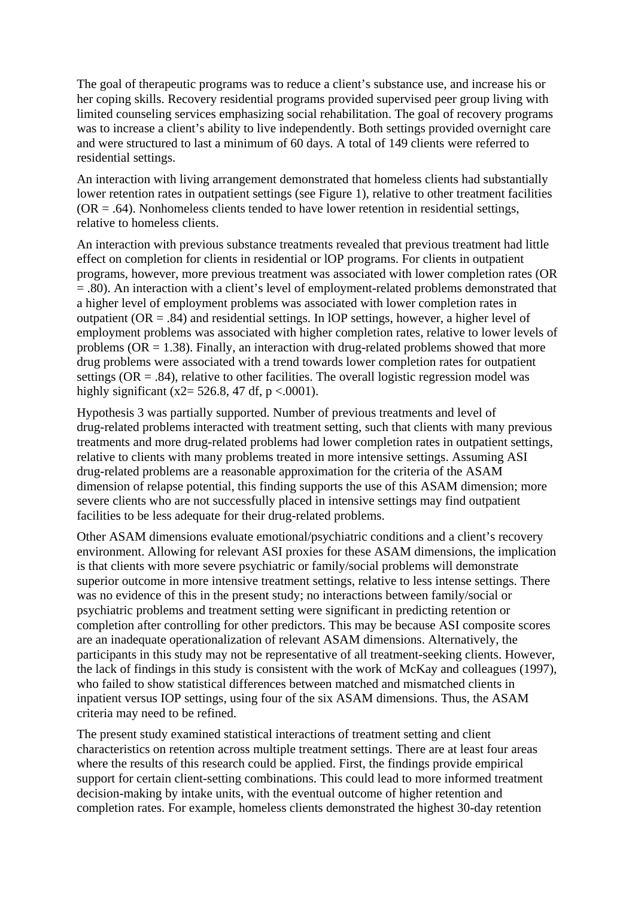The goal of therapeutic programs was to reduce a client's substance use, and increase his or her coping skills. Recovery residential programs provided supervised peer group living with limited counseling services emphasizing social rehabilitation. The goal of recovery programs was to increase a client's ability to live independently. Both settings provided overnight care and were structured to last a minimum of 60 days. A total of 149 clients were referred to residential settings.

An interaction with living arrangement demonstrated that homeless clients had substantially lower retention rates in outpatient settings (see Figure 1), relative to other treatment facilities (OR = .64). Nonhomeless clients tended to have lower retention in residential settings, relative to homeless clients.

An interaction with previous substance treatments revealed that previous treatment had little effect on completion for clients in residential or lOP programs. For clients in outpatient programs, however, more previous treatment was associated with lower completion rates (OR = .80). An interaction with a client's level of employment-related problems demonstrated that a higher level of employment problems was associated with lower completion rates in outpatient (OR = .84) and residential settings. In lOP settings, however, a higher level of employment problems was associated with higher completion rates, relative to lower levels of problems (OR = 1.38). Finally, an interaction with drug-related problems showed that more drug problems were associated with a trend towards lower completion rates for outpatient settings (OR = .84), relative to other facilities. The overall logistic regression model was highly significant ($x2= 526.8$, 47 df, $p <.0001$).

Hypothesis 3 was partially supported. Number of previous treatments and level of drug-related problems interacted with treatment setting, such that clients with many previous treatments and more drug-related problems had lower completion rates in outpatient settings, relative to clients with many problems treated in more intensive settings. Assuming ASI drug-related problems are a reasonable approximation for the criteria of the ASAM dimension of relapse potential, this finding supports the use of this ASAM dimension; more severe clients who are not successfully placed in intensive settings may find outpatient facilities to be less adequate for their drug-related problems.

Other ASAM dimensions evaluate emotional/psychiatric conditions and a client's recovery environment. Allowing for relevant ASI proxies for these ASAM dimensions, the implication is that clients with more severe psychiatric or family/social problems will demonstrate superior outcome in more intensive treatment settings, relative to less intense settings. There was no evidence of this in the present study; no interactions between family/social or psychiatric problems and treatment setting were significant in predicting retention or completion after controlling for other predictors. This may be because ASI composite scores are an inadequate operationalization of relevant ASAM dimensions. Alternatively, the participants in this study may not be representative of all treatment-seeking clients. However, the lack of findings in this study is consistent with the work of McKay and colleagues (1997), who failed to show statistical differences between matched and mismatched clients in inpatient versus IOP settings, using four of the six ASAM dimensions. Thus, the ASAM criteria may need to be refined.

The present study examined statistical interactions of treatment setting and client characteristics on retention across multiple treatment settings. There are at least four areas where the results of this research could be applied. First, the findings provide empirical support for certain client-setting combinations. This could lead to more informed treatment decision-making by intake units, with the eventual outcome of higher retention and completion rates. For example, homeless clients demonstrated the highest 30-day retention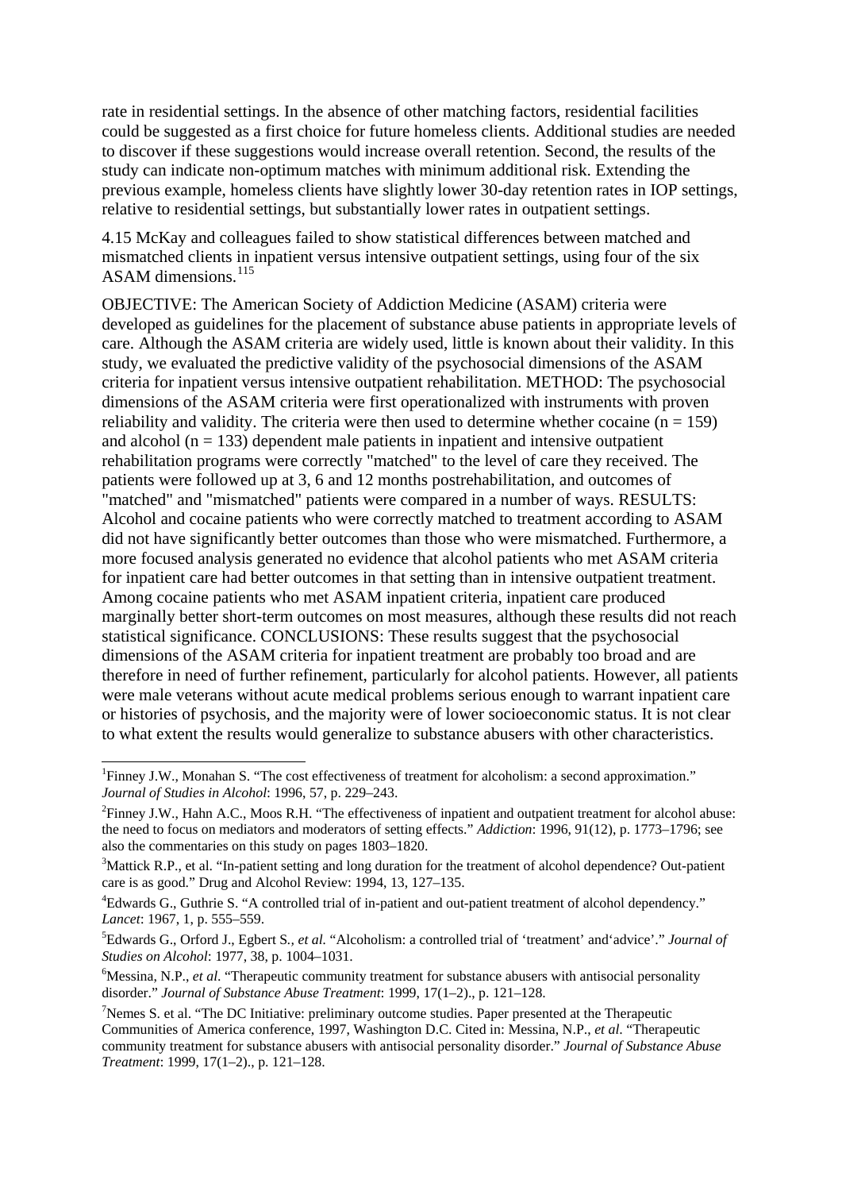rate in residential settings. In the absence of other matching factors, residential facilities could be suggested as a first choice for future homeless clients. Additional studies are needed to discover if these suggestions would increase overall retention. Second, the results of the study can indicate non-optimum matches with minimum additional risk. Extending the previous example, homeless clients have slightly lower 30-day retention rates in IOP settings, relative to residential settings, but substantially lower rates in outpatient settings.

4.15 McKay and colleagues failed to show statistical differences between matched and mismatched clients in inpatient versus intensive outpatient settings, using four of the six ASAM dimensions.[115]

OBJECTIVE: The American Society of Addiction Medicine (ASAM) criteria were developed as guidelines for the placement of substance abuse patients in appropriate levels of care. Although the ASAM criteria are widely used, little is known about their validity. In this study, we evaluated the predictive validity of the psychosocial dimensions of the ASAM criteria for inpatient versus intensive outpatient rehabilitation. METHOD: The psychosocial dimensions of the ASAM criteria were first operationalized with instruments with proven reliability and validity. The criteria were then used to determine whether cocaine ($n = 159$) and alcohol ($n = 133$) dependent male patients in inpatient and intensive outpatient rehabilitation programs were correctly "matched" to the level of care they received. The patients were followed up at 3, 6 and 12 months postrehabilitation, and outcomes of "matched" and "mismatched" patients were compared in a number of ways. RESULTS: Alcohol and cocaine patients who were correctly matched to treatment according to ASAM did not have significantly better outcomes than those who were mismatched. Furthermore, a more focused analysis generated no evidence that alcohol patients who met ASAM criteria for inpatient care had better outcomes in that setting than in intensive outpatient treatment. Among cocaine patients who met ASAM inpatient criteria, inpatient care produced marginally better short-term outcomes on most measures, although these results did not reach statistical significance. CONCLUSIONS: These results suggest that the psychosocial dimensions of the ASAM criteria for inpatient treatment are probably too broad and are therefore in need of further refinement, particularly for alcohol patients. However, all patients were male veterans without acute medical problems serious enough to warrant inpatient care or histories of psychosis, and the majority were of lower socioeconomic status. It is not clear to what extent the results would generalize to substance abusers with other characteristics.

---

[1]Finney J.W., Monahan S. "The cost effectiveness of treatment for alcoholism: a second approximation." *Journal of Studies in Alcohol*: 1996, 57, p. 229–243.

[2]Finney J.W., Hahn A.C., Moos R.H. "The effectiveness of inpatient and outpatient treatment for alcohol abuse: the need to focus on mediators and moderators of setting effects." *Addiction*: 1996, 91(12), p. 1773–1796; see also the commentaries on this study on pages 1803–1820.

[3]Mattick R.P., et al. "In-patient setting and long duration for the treatment of alcohol dependence? Out-patient care is as good." Drug and Alcohol Review: 1994, 13, 127–135.

[4]Edwards G., Guthrie S. "A controlled trial of in-patient and out-patient treatment of alcohol dependency." *Lancet*: 1967, 1, p. 555–559.

[5]Edwards G., Orford J., Egbert S., *et al.* "Alcoholism: a controlled trial of 'treatment' and'advice'." *Journal of Studies on Alcohol*: 1977, 38, p. 1004–1031.

[6]Messina, N.P., *et al*. "Therapeutic community treatment for substance abusers with antisocial personality disorder." *Journal of Substance Abuse Treatment*: 1999, 17(1–2)., p. 121–128.

[7]Nemes S. et al. "The DC Initiative: preliminary outcome studies. Paper presented at the Therapeutic Communities of America conference, 1997, Washington D.C. Cited in: Messina, N.P., *et al*. "Therapeutic community treatment for substance abusers with antisocial personality disorder." *Journal of Substance Abuse Treatment*: 1999, 17(1–2)., p. 121–128.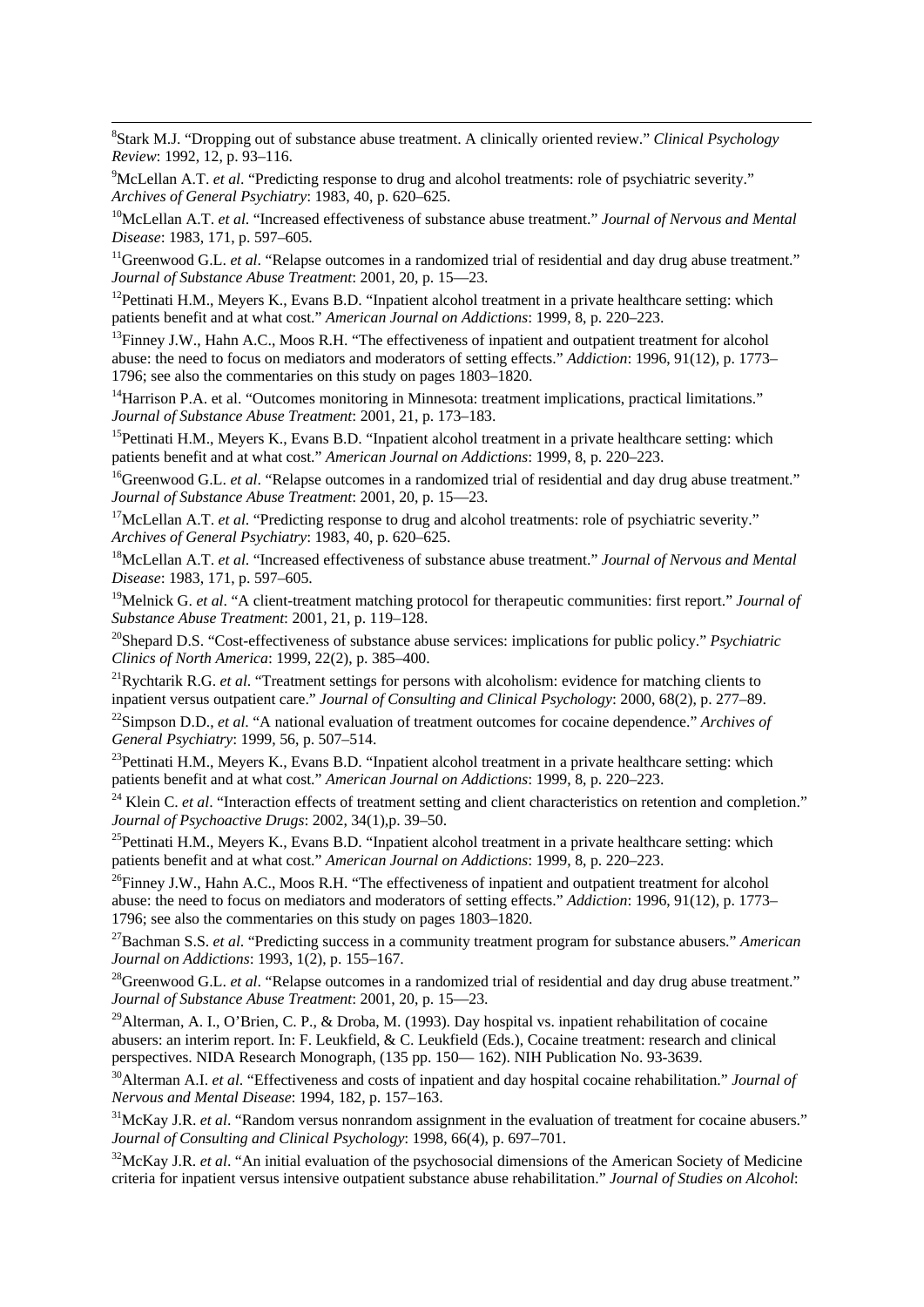[8]Stark M.J. "Dropping out of substance abuse treatment. A clinically oriented review." *Clinical Psychology Review*: 1992, 12, p. 93–116.

[9]McLellan A.T. *et al*. "Predicting response to drug and alcohol treatments: role of psychiatric severity." *Archives of General Psychiatry*: 1983, 40, p. 620–625.

[10]McLellan A.T. *et al*. "Increased effectiveness of substance abuse treatment." *Journal of Nervous and Mental Disease*: 1983, 171, p. 597–605.

[11]Greenwood G.L. *et al*. "Relapse outcomes in a randomized trial of residential and day drug abuse treatment." *Journal of Substance Abuse Treatment*: 2001, 20, p. 15—23.

[12]Pettinati H.M., Meyers K., Evans B.D. "Inpatient alcohol treatment in a private healthcare setting: which patients benefit and at what cost." *American Journal on Addictions*: 1999, 8, p. 220–223.

[13]Finney J.W., Hahn A.C., Moos R.H. "The effectiveness of inpatient and outpatient treatment for alcohol abuse: the need to focus on mediators and moderators of setting effects." *Addiction*: 1996, 91(12), p. 1773–1796; see also the commentaries on this study on pages 1803–1820.

[14]Harrison P.A. et al. "Outcomes monitoring in Minnesota: treatment implications, practical limitations." *Journal of Substance Abuse Treatment*: 2001, 21, p. 173–183.

[15]Pettinati H.M., Meyers K., Evans B.D. "Inpatient alcohol treatment in a private healthcare setting: which patients benefit and at what cost." *American Journal on Addictions*: 1999, 8, p. 220–223.

[16]Greenwood G.L. *et al*. "Relapse outcomes in a randomized trial of residential and day drug abuse treatment." *Journal of Substance Abuse Treatment*: 2001, 20, p. 15—23.

[17]McLellan A.T. *et al*. "Predicting response to drug and alcohol treatments: role of psychiatric severity." *Archives of General Psychiatry*: 1983, 40, p. 620–625.

[18]McLellan A.T. *et al*. "Increased effectiveness of substance abuse treatment." *Journal of Nervous and Mental Disease*: 1983, 171, p. 597–605.

[19]Melnick G. *et al*. "A client-treatment matching protocol for therapeutic communities: first report." *Journal of Substance Abuse Treatment*: 2001, 21, p. 119–128.

[20]Shepard D.S. "Cost-effectiveness of substance abuse services: implications for public policy." *Psychiatric Clinics of North America*: 1999, 22(2), p. 385–400.

[21]Rychtarik R.G. *et al*. "Treatment settings for persons with alcoholism: evidence for matching clients to inpatient versus outpatient care." *Journal of Consulting and Clinical Psychology*: 2000, 68(2), p. 277–89.

[22]Simpson D.D., *et al*. "A national evaluation of treatment outcomes for cocaine dependence." *Archives of General Psychiatry*: 1999, 56, p. 507–514.

[23]Pettinati H.M., Meyers K., Evans B.D. "Inpatient alcohol treatment in a private healthcare setting: which patients benefit and at what cost." *American Journal on Addictions*: 1999, 8, p. 220–223.

[24] Klein C. *et al*. "Interaction effects of treatment setting and client characteristics on retention and completion." *Journal of Psychoactive Drugs*: 2002, 34(1),p. 39–50.

[25]Pettinati H.M., Meyers K., Evans B.D. "Inpatient alcohol treatment in a private healthcare setting: which patients benefit and at what cost." *American Journal on Addictions*: 1999, 8, p. 220–223.

[26]Finney J.W., Hahn A.C., Moos R.H. "The effectiveness of inpatient and outpatient treatment for alcohol abuse: the need to focus on mediators and moderators of setting effects." *Addiction*: 1996, 91(12), p. 1773–1796; see also the commentaries on this study on pages 1803–1820.

[27]Bachman S.S. *et al*. "Predicting success in a community treatment program for substance abusers." *American Journal on Addictions*: 1993, 1(2), p. 155–167.

[28]Greenwood G.L. *et al*. "Relapse outcomes in a randomized trial of residential and day drug abuse treatment." *Journal of Substance Abuse Treatment*: 2001, 20, p. 15—23.

[29]Alterman, A. I., O'Brien, C. P., & Droba, M. (1993). Day hospital vs. inpatient rehabilitation of cocaine abusers: an interim report. In: F. Leukfield, & C. Leukfield (Eds.), Cocaine treatment: research and clinical perspectives. NIDA Research Monograph, (135 pp. 150— 162). NIH Publication No. 93-3639.

[30]Alterman A.I. *et al*. "Effectiveness and costs of inpatient and day hospital cocaine rehabilitation." *Journal of Nervous and Mental Disease*: 1994, 182, p. 157–163.

[31]McKay J.R. *et al*. "Random versus nonrandom assignment in the evaluation of treatment for cocaine abusers." *Journal of Consulting and Clinical Psychology*: 1998, 66(4), p. 697–701.

[32]McKay J.R. *et al*. "An initial evaluation of the psychosocial dimensions of the American Society of Medicine criteria for inpatient versus intensive outpatient substance abuse rehabilitation." *Journal of Studies on Alcohol*: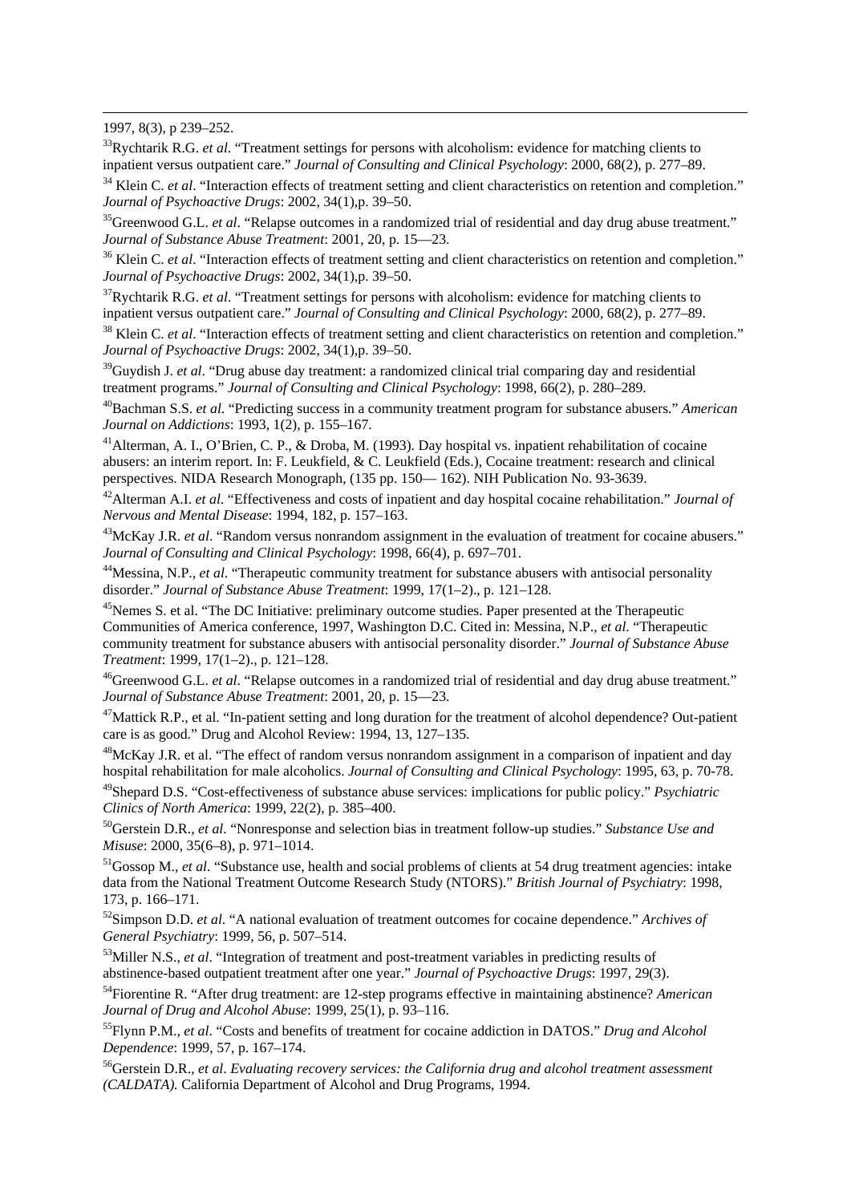1997, 8(3), p 239–252.

[33]Rychtarik R.G. *et al*. "Treatment settings for persons with alcoholism: evidence for matching clients to inpatient versus outpatient care." *Journal of Consulting and Clinical Psychology*: 2000, 68(2), p. 277–89.

[34] Klein C. *et al*. "Interaction effects of treatment setting and client characteristics on retention and completion." *Journal of Psychoactive Drugs*: 2002, 34(1),p. 39–50.

[35]Greenwood G.L. *et al*. "Relapse outcomes in a randomized trial of residential and day drug abuse treatment." *Journal of Substance Abuse Treatment*: 2001, 20, p. 15—23.

[36] Klein C. *et al*. "Interaction effects of treatment setting and client characteristics on retention and completion." *Journal of Psychoactive Drugs*: 2002, 34(1),p. 39–50.

[37]Rychtarik R.G. *et al*. "Treatment settings for persons with alcoholism: evidence for matching clients to inpatient versus outpatient care." *Journal of Consulting and Clinical Psychology*: 2000, 68(2), p. 277–89.

[38] Klein C. *et al*. "Interaction effects of treatment setting and client characteristics on retention and completion." *Journal of Psychoactive Drugs*: 2002, 34(1),p. 39–50.

[39]Guydish J. *et al*. "Drug abuse day treatment: a randomized clinical trial comparing day and residential treatment programs." *Journal of Consulting and Clinical Psychology*: 1998, 66(2), p. 280–289.

[40]Bachman S.S. *et al*. "Predicting success in a community treatment program for substance abusers." *American Journal on Addictions*: 1993, 1(2), p. 155–167.

[41]Alterman, A. I., O'Brien, C. P., & Droba, M. (1993). Day hospital vs. inpatient rehabilitation of cocaine abusers: an interim report. In: F. Leukfield, & C. Leukfield (Eds.), Cocaine treatment: research and clinical perspectives. NIDA Research Monograph, (135 pp. 150— 162). NIH Publication No. 93-3639.

[42]Alterman A.I. *et al*. "Effectiveness and costs of inpatient and day hospital cocaine rehabilitation." *Journal of Nervous and Mental Disease*: 1994, 182, p. 157–163.

[43]McKay J.R. *et al*. "Random versus nonrandom assignment in the evaluation of treatment for cocaine abusers." *Journal of Consulting and Clinical Psychology*: 1998, 66(4), p. 697–701.

[44]Messina, N.P., *et al*. "Therapeutic community treatment for substance abusers with antisocial personality disorder." *Journal of Substance Abuse Treatment*: 1999, 17(1–2)., p. 121–128.

[45]Nemes S. et al. "The DC Initiative: preliminary outcome studies. Paper presented at the Therapeutic Communities of America conference, 1997, Washington D.C. Cited in: Messina, N.P., *et al*. "Therapeutic community treatment for substance abusers with antisocial personality disorder." *Journal of Substance Abuse Treatment*: 1999, 17(1–2)., p. 121–128.

[46]Greenwood G.L. *et al*. "Relapse outcomes in a randomized trial of residential and day drug abuse treatment." *Journal of Substance Abuse Treatment*: 2001, 20, p. 15—23.

[47]Mattick R.P., et al. "In-patient setting and long duration for the treatment of alcohol dependence? Out-patient care is as good." Drug and Alcohol Review: 1994, 13, 127–135.

[48]McKay J.R. et al. "The effect of random versus nonrandom assignment in a comparison of inpatient and day hospital rehabilitation for male alcoholics. *Journal of Consulting and Clinical Psychology*: 1995, 63, p. 70-78.

[49]Shepard D.S. "Cost-effectiveness of substance abuse services: implications for public policy." *Psychiatric Clinics of North America*: 1999, 22(2), p. 385–400.

[50]Gerstein D.R., *et al*. "Nonresponse and selection bias in treatment follow-up studies." *Substance Use and Misuse*: 2000, 35(6–8), p. 971–1014.

[51]Gossop M., *et al*. "Substance use, health and social problems of clients at 54 drug treatment agencies: intake data from the National Treatment Outcome Research Study (NTORS)." *British Journal of Psychiatry*: 1998, 173, p. 166–171.

[52]Simpson D.D. *et al*. "A national evaluation of treatment outcomes for cocaine dependence." *Archives of General Psychiatry*: 1999, 56, p. 507–514.

[53]Miller N.S., *et al*. "Integration of treatment and post-treatment variables in predicting results of abstinence-based outpatient treatment after one year." *Journal of Psychoactive Drugs*: 1997, 29(3).

[54]Fiorentine R. "After drug treatment: are 12-step programs effective in maintaining abstinence? *American Journal of Drug and Alcohol Abuse*: 1999, 25(1), p. 93–116.

[55]Flynn P.M., *et al*. "Costs and benefits of treatment for cocaine addiction in DATOS." *Drug and Alcohol Dependence*: 1999, 57, p. 167–174.

[56]Gerstein D.R., *et al*. *Evaluating recovery services: the California drug and alcohol treatment assessment (CALDATA).* California Department of Alcohol and Drug Programs, 1994.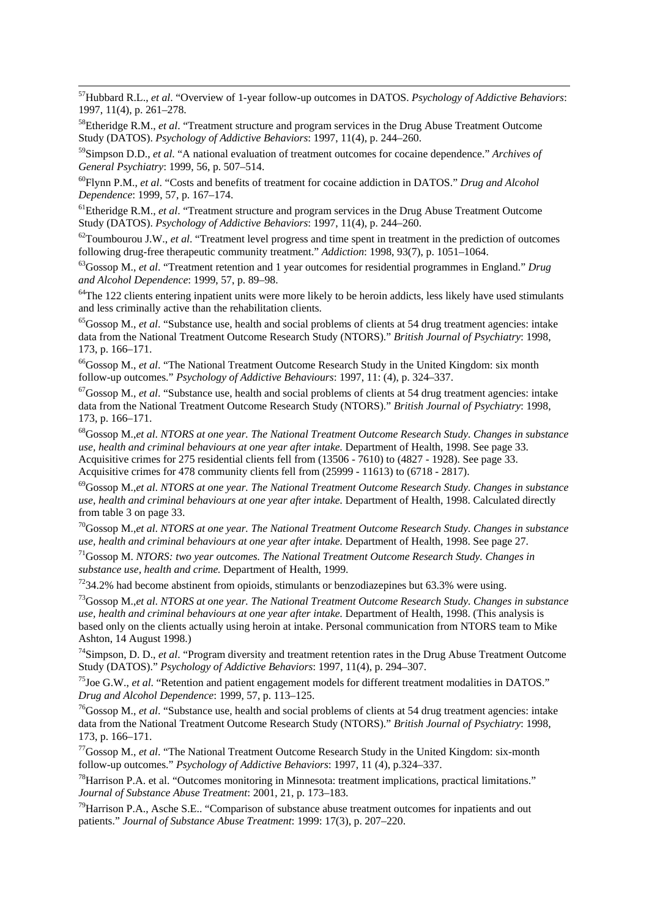[57]Hubbard R.L., *et al*. "Overview of 1-year follow-up outcomes in DATOS. *Psychology of Addictive Behaviors*: 1997, 11(4), p. 261–278.

[58]Etheridge R.M., *et al*. "Treatment structure and program services in the Drug Abuse Treatment Outcome Study (DATOS). *Psychology of Addictive Behaviors*: 1997, 11(4), p. 244–260.

[59]Simpson D.D., *et al*. "A national evaluation of treatment outcomes for cocaine dependence." *Archives of General Psychiatry*: 1999, 56, p. 507–514.

[60]Flynn P.M., *et al*. "Costs and benefits of treatment for cocaine addiction in DATOS." *Drug and Alcohol Dependence*: 1999, 57, p. 167–174.

[61]Etheridge R.M., *et al*. "Treatment structure and program services in the Drug Abuse Treatment Outcome Study (DATOS). *Psychology of Addictive Behaviors*: 1997, 11(4), p. 244–260.

[62]Toumbourou J.W., *et al*. "Treatment level progress and time spent in treatment in the prediction of outcomes following drug-free therapeutic community treatment." *Addiction*: 1998, 93(7), p. 1051–1064.

[63]Gossop M., *et al*. "Treatment retention and 1 year outcomes for residential programmes in England." *Drug and Alcohol Dependence*: 1999, 57, p. 89–98.

[64]The 122 clients entering inpatient units were more likely to be heroin addicts, less likely have used stimulants and less criminally active than the rehabilitation clients.

[65]Gossop M., *et al*. "Substance use, health and social problems of clients at 54 drug treatment agencies: intake data from the National Treatment Outcome Research Study (NTORS)." *British Journal of Psychiatry*: 1998, 173, p. 166–171.

[66]Gossop M., *et al*. "The National Treatment Outcome Research Study in the United Kingdom: six month follow-up outcomes." *Psychology of Addictive Behaviours*: 1997, 11: (4), p. 324–337.

[67]Gossop M., *et al*. "Substance use, health and social problems of clients at 54 drug treatment agencies: intake data from the National Treatment Outcome Research Study (NTORS)." *British Journal of Psychiatry*: 1998, 173, p. 166–171.

[68]Gossop M.,*et al*. *NTORS at one year. The National Treatment Outcome Research Study. Changes in substance use, health and criminal behaviours at one year after intake.* Department of Health, 1998. See page 33. Acquisitive crimes for 275 residential clients fell from (13506 - 7610) to (4827 - 1928). See page 33. Acquisitive crimes for 478 community clients fell from (25999 - 11613) to (6718 - 2817).

[69]Gossop M.,*et al*. *NTORS at one year. The National Treatment Outcome Research Study. Changes in substance use, health and criminal behaviours at one year after intake.* Department of Health, 1998. Calculated directly from table 3 on page 33.

[70]Gossop M.,*et al*. *NTORS at one year. The National Treatment Outcome Research Study. Changes in substance use, health and criminal behaviours at one year after intake.* Department of Health, 1998. See page 27.

[71]Gossop M. *NTORS: two year outcomes. The National Treatment Outcome Research Study. Changes in substance use, health and crime.* Department of Health, 1999.

[72]34.2% had become abstinent from opioids, stimulants or benzodiazepines but 63.3% were using.

[73]Gossop M.,*et al*. *NTORS at one year. The National Treatment Outcome Research Study. Changes in substance use, health and criminal behaviours at one year after intake.* Department of Health, 1998. (This analysis is based only on the clients actually using heroin at intake. Personal communication from NTORS team to Mike Ashton, 14 August 1998.)

[74]Simpson, D. D., *et al*. "Program diversity and treatment retention rates in the Drug Abuse Treatment Outcome Study (DATOS)." *Psychology of Addictive Behaviors*: 1997, 11(4), p. 294–307.

[75]Joe G.W., *et al*. "Retention and patient engagement models for different treatment modalities in DATOS." *Drug and Alcohol Dependence*: 1999, 57, p. 113–125.

[76]Gossop M., *et al*. "Substance use, health and social problems of clients at 54 drug treatment agencies: intake data from the National Treatment Outcome Research Study (NTORS)." *British Journal of Psychiatry*: 1998, 173, p. 166–171.

[77]Gossop M., *et al*. "The National Treatment Outcome Research Study in the United Kingdom: six-month follow-up outcomes." *Psychology of Addictive Behaviors*: 1997, 11 (4), p.324–337.

[78]Harrison P.A. et al. "Outcomes monitoring in Minnesota: treatment implications, practical limitations." *Journal of Substance Abuse Treatment*: 2001, 21, p. 173–183.

[79]Harrison P.A., Asche S.E.. "Comparison of substance abuse treatment outcomes for inpatients and out patients." *Journal of Substance Abuse Treatment*: 1999: 17(3), p. 207–220.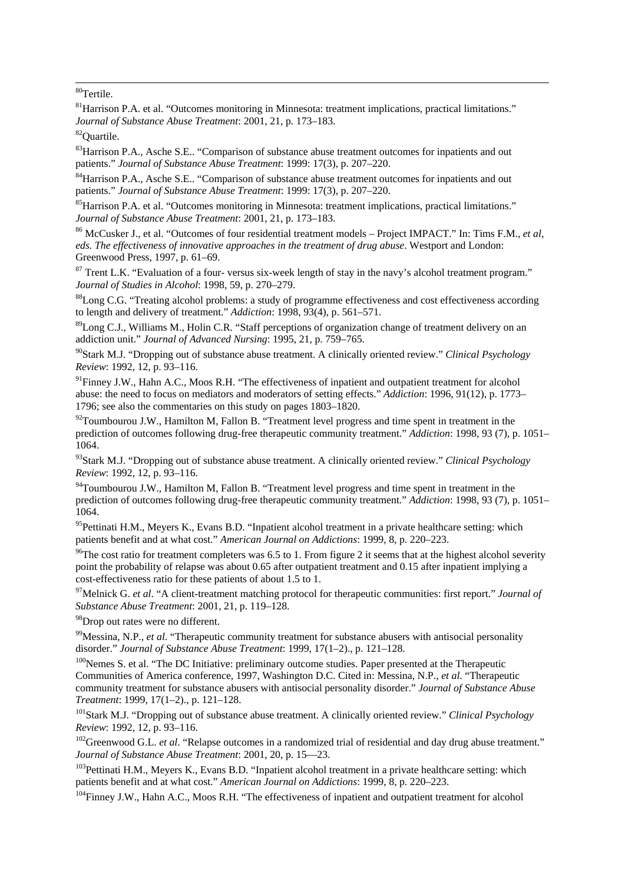[80]Tertile.

[81]Harrison P.A. et al. "Outcomes monitoring in Minnesota: treatment implications, practical limitations." *Journal of Substance Abuse Treatment*: 2001, 21, p. 173–183.

[82]Quartile.

[83]Harrison P.A., Asche S.E.. "Comparison of substance abuse treatment outcomes for inpatients and out patients." *Journal of Substance Abuse Treatment*: 1999: 17(3), p. 207–220.

[84]Harrison P.A., Asche S.E.. "Comparison of substance abuse treatment outcomes for inpatients and out patients." *Journal of Substance Abuse Treatment*: 1999: 17(3), p. 207–220.

[85]Harrison P.A. et al. "Outcomes monitoring in Minnesota: treatment implications, practical limitations." *Journal of Substance Abuse Treatment*: 2001, 21, p. 173–183.

[86] McCusker J., et al. "Outcomes of four residential treatment models – Project IMPACT." In: Tims F.M., *et al, eds. The effectiveness of innovative approaches in the treatment of drug abuse*. Westport and London: Greenwood Press, 1997, p. 61–69.

[87] Trent L.K. "Evaluation of a four- versus six-week length of stay in the navy's alcohol treatment program." *Journal of Studies in Alcohol*: 1998, 59, p. 270–279.

[88]Long C.G. "Treating alcohol problems: a study of programme effectiveness and cost effectiveness according to length and delivery of treatment." *Addiction*: 1998, 93(4), p. 561–571.

[89]Long C.J., Williams M., Holin C.R. "Staff perceptions of organization change of treatment delivery on an addiction unit." *Journal of Advanced Nursing*: 1995, 21, p. 759–765.

[90]Stark M.J. "Dropping out of substance abuse treatment. A clinically oriented review." *Clinical Psychology Review*: 1992, 12, p. 93–116.

[91]Finney J.W., Hahn A.C., Moos R.H. "The effectiveness of inpatient and outpatient treatment for alcohol abuse: the need to focus on mediators and moderators of setting effects." *Addiction*: 1996, 91(12), p. 1773–1796; see also the commentaries on this study on pages 1803–1820.

[92]Toumbourou J.W., Hamilton M, Fallon B. "Treatment level progress and time spent in treatment in the prediction of outcomes following drug-free therapeutic community treatment." *Addiction*: 1998, 93 (7), p. 1051–1064.

[93]Stark M.J. "Dropping out of substance abuse treatment. A clinically oriented review." *Clinical Psychology Review*: 1992, 12, p. 93–116.

[94]Toumbourou J.W., Hamilton M, Fallon B. "Treatment level progress and time spent in treatment in the prediction of outcomes following drug-free therapeutic community treatment." *Addiction*: 1998, 93 (7), p. 1051–1064.

[95]Pettinati H.M., Meyers K., Evans B.D. "Inpatient alcohol treatment in a private healthcare setting: which patients benefit and at what cost." *American Journal on Addictions*: 1999, 8, p. 220–223.

[96]The cost ratio for treatment completers was 6.5 to 1. From figure 2 it seems that at the highest alcohol severity point the probability of relapse was about 0.65 after outpatient treatment and 0.15 after inpatient implying a cost-effectiveness ratio for these patients of about 1.5 to 1.

[97]Melnick G. *et al*. "A client-treatment matching protocol for therapeutic communities: first report." *Journal of Substance Abuse Treatment*: 2001, 21, p. 119–128.

[98]Drop out rates were no different.

[99]Messina, N.P., *et al*. "Therapeutic community treatment for substance abusers with antisocial personality disorder." *Journal of Substance Abuse Treatment*: 1999, 17(1–2)., p. 121–128.

[100]Nemes S. et al. "The DC Initiative: preliminary outcome studies. Paper presented at the Therapeutic Communities of America conference, 1997, Washington D.C. Cited in: Messina, N.P., *et al*. "Therapeutic community treatment for substance abusers with antisocial personality disorder." *Journal of Substance Abuse Treatment*: 1999, 17(1–2)., p. 121–128.

[101]Stark M.J. "Dropping out of substance abuse treatment. A clinically oriented review." *Clinical Psychology Review*: 1992, 12, p. 93–116.

[102]Greenwood G.L. *et al*. "Relapse outcomes in a randomized trial of residential and day drug abuse treatment." *Journal of Substance Abuse Treatment*: 2001, 20, p. 15—23.

[103]Pettinati H.M., Meyers K., Evans B.D. "Inpatient alcohol treatment in a private healthcare setting: which patients benefit and at what cost." *American Journal on Addictions*: 1999, 8, p. 220–223.

[104]Finney J.W., Hahn A.C., Moos R.H. "The effectiveness of inpatient and outpatient treatment for alcohol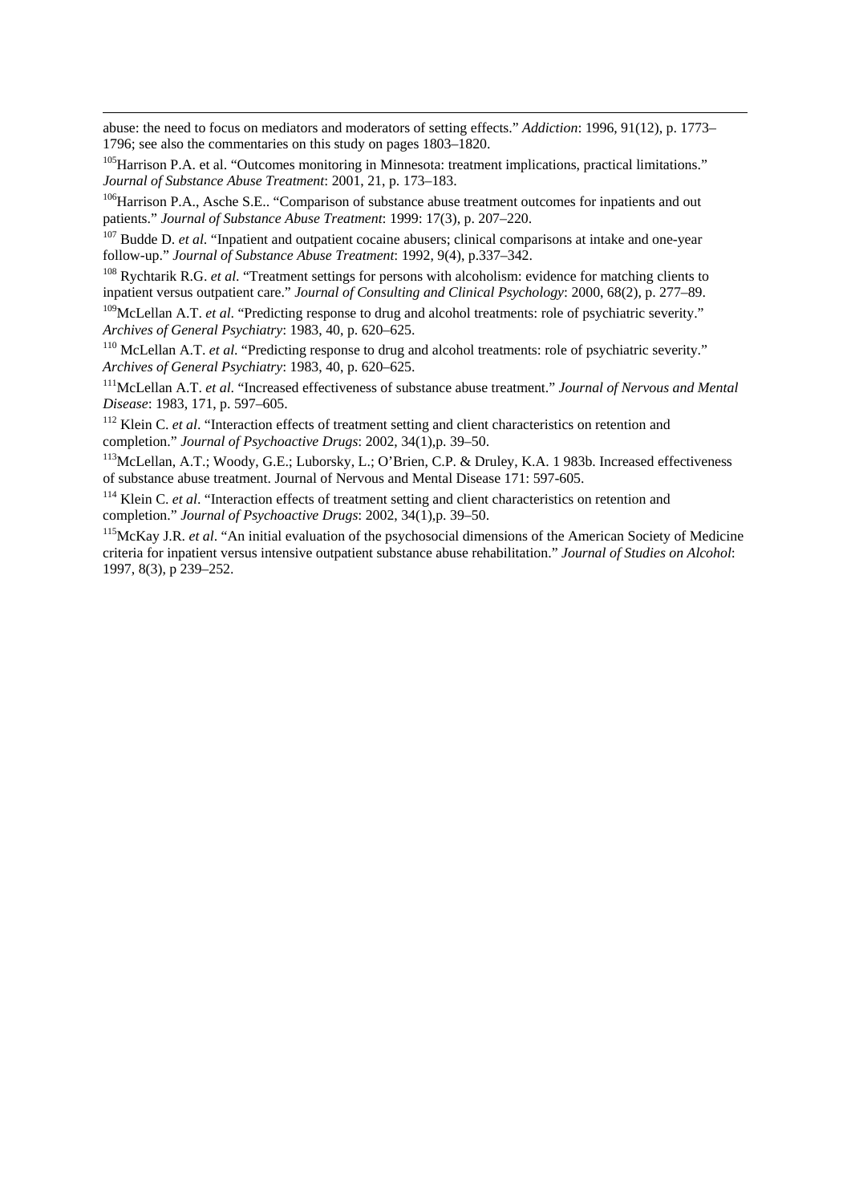abuse: the need to focus on mediators and moderators of setting effects." *Addiction*: 1996, 91(12), p. 1773–1796; see also the commentaries on this study on pages 1803–1820.

[105]Harrison P.A. et al. "Outcomes monitoring in Minnesota: treatment implications, practical limitations." *Journal of Substance Abuse Treatment*: 2001, 21, p. 173–183.

[106]Harrison P.A., Asche S.E.. "Comparison of substance abuse treatment outcomes for inpatients and out patients." *Journal of Substance Abuse Treatment*: 1999: 17(3), p. 207–220.

[107] Budde D. *et al.* "Inpatient and outpatient cocaine abusers; clinical comparisons at intake and one-year follow-up." *Journal of Substance Abuse Treatment*: 1992, 9(4), p.337–342.

[108] Rychtarik R.G. *et al.* "Treatment settings for persons with alcoholism: evidence for matching clients to inpatient versus outpatient care." *Journal of Consulting and Clinical Psychology*: 2000, 68(2), p. 277–89.

[109]McLellan A.T. *et al*. "Predicting response to drug and alcohol treatments: role of psychiatric severity." *Archives of General Psychiatry*: 1983, 40, p. 620–625.

[110] McLellan A.T. *et al*. "Predicting response to drug and alcohol treatments: role of psychiatric severity." *Archives of General Psychiatry*: 1983, 40, p. 620–625.

[111]McLellan A.T. *et al*. "Increased effectiveness of substance abuse treatment." *Journal of Nervous and Mental Disease*: 1983, 171, p. 597–605.

[112] Klein C. *et al*. "Interaction effects of treatment setting and client characteristics on retention and completion." *Journal of Psychoactive Drugs*: 2002, 34(1),p. 39–50.

[113]McLellan, A.T.; Woody, G.E.; Luborsky, L.; O'Brien, C.P. & Druley, K.A. 1 983b. Increased effectiveness of substance abuse treatment. Journal of Nervous and Mental Disease 171: 597-605.

[114] Klein C. *et al*. "Interaction effects of treatment setting and client characteristics on retention and completion." *Journal of Psychoactive Drugs*: 2002, 34(1),p. 39–50.

[115]McKay J.R. *et al*. "An initial evaluation of the psychosocial dimensions of the American Society of Medicine criteria for inpatient versus intensive outpatient substance abuse rehabilitation." *Journal of Studies on Alcohol*: 1997, 8(3), p 239–252.